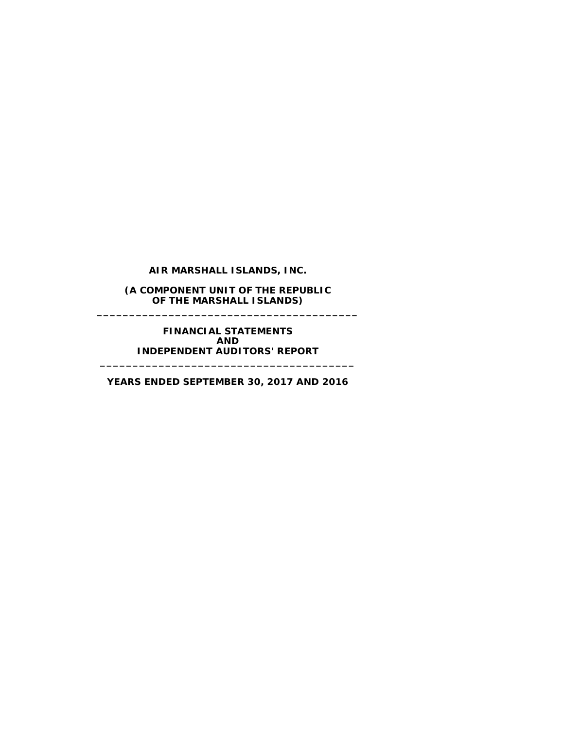# AIR MARSHALL ISLANDS, INC.

**(A COMPONENT UNIT OF THE REPUBLIC OF THE MARSHALL ISLANDS)**

---

**FINANCIAL STATEMENTS AND INDEPENDENT AUDITORS' REPORT**

---

**YEARS ENDED SEPTEMBER 30, 2017 AND 2016**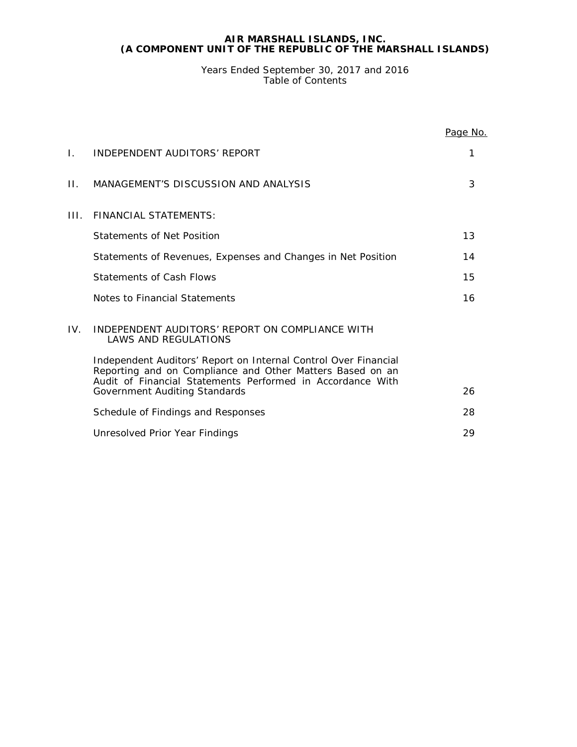**AIR MARSHALL ISLANDS, INC.**
**(A COMPONENT UNIT OF THE REPUBLIC OF THE MARSHALL ISLANDS)**

Years Ended September 30, 2017 and 2016
Table of Contents

| | | Page No. |
|---|---|---|
| I. | INDEPENDENT AUDITORS' REPORT | 1 |
| II. | MANAGEMENT'S DISCUSSION AND ANALYSIS | 3 |
| III. | FINANCIAL STATEMENTS: | |
| | Statements of Net Position | 13 |
| | Statements of Revenues, Expenses and Changes in Net Position | 14 |
| | Statements of Cash Flows | 15 |
| | Notes to Financial Statements | 16 |
| IV. | INDEPENDENT AUDITORS' REPORT ON COMPLIANCE WITH LAWS AND REGULATIONS | |
| | Independent Auditors' Report on Internal Control Over Financial Reporting and on Compliance and Other Matters Based on an Audit of Financial Statements Performed in Accordance With Government Auditing Standards | 26 |
| | Schedule of Findings and Responses | 28 |
| | Unresolved Prior Year Findings | 29 |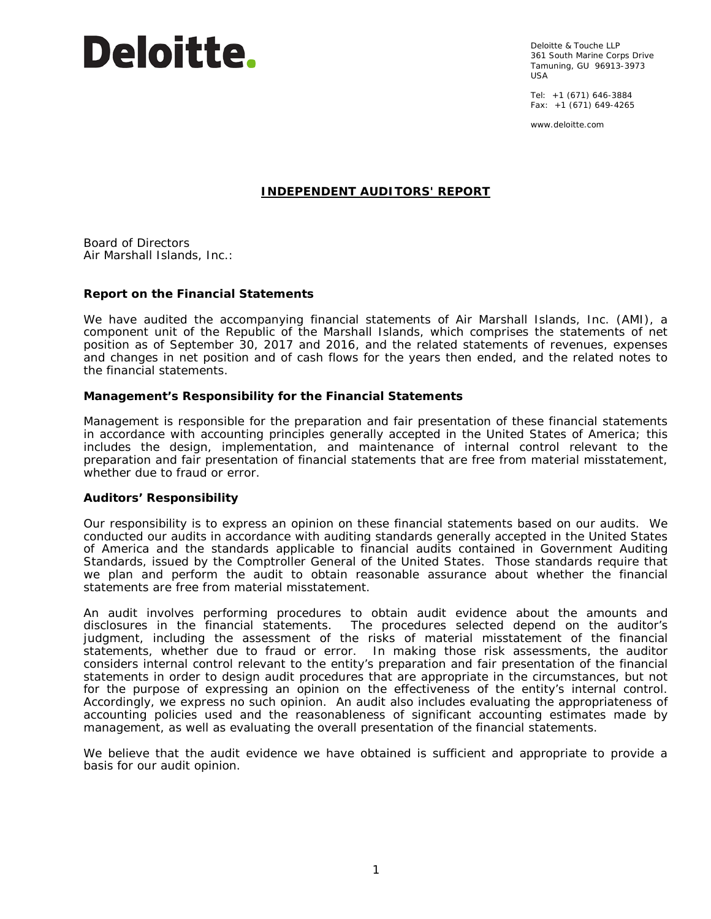Deloitte.

Deloitte & Touche LLP
361 South Marine Corps Drive
Tamuning, GU 96913-3973
USA

Tel: +1 (671) 646-3884
Fax: +1 (671) 649-4265

www.deloitte.com

# INDEPENDENT AUDITORS' REPORT

Board of Directors
Air Marshall Islands, Inc.:

## Report on the Financial Statements

We have audited the accompanying financial statements of Air Marshall Islands, Inc. (AMI), a component unit of the Republic of the Marshall Islands, which comprises the statements of net position as of September 30, 2017 and 2016, and the related statements of revenues, expenses and changes in net position and of cash flows for the years then ended, and the related notes to the financial statements.

## Management's Responsibility for the Financial Statements

Management is responsible for the preparation and fair presentation of these financial statements in accordance with accounting principles generally accepted in the United States of America; this includes the design, implementation, and maintenance of internal control relevant to the preparation and fair presentation of financial statements that are free from material misstatement, whether due to fraud or error.

## Auditors' Responsibility

Our responsibility is to express an opinion on these financial statements based on our audits. We conducted our audits in accordance with auditing standards generally accepted in the United States of America and the standards applicable to financial audits contained in Government Auditing Standards, issued by the Comptroller General of the United States. Those standards require that we plan and perform the audit to obtain reasonable assurance about whether the financial statements are free from material misstatement.

An audit involves performing procedures to obtain audit evidence about the amounts and disclosures in the financial statements. The procedures selected depend on the auditor's judgment, including the assessment of the risks of material misstatement of the financial statements, whether due to fraud or error. In making those risk assessments, the auditor considers internal control relevant to the entity's preparation and fair presentation of the financial statements in order to design audit procedures that are appropriate in the circumstances, but not for the purpose of expressing an opinion on the effectiveness of the entity's internal control. Accordingly, we express no such opinion. An audit also includes evaluating the appropriateness of accounting policies used and the reasonableness of significant accounting estimates made by management, as well as evaluating the overall presentation of the financial statements.

We believe that the audit evidence we have obtained is sufficient and appropriate to provide a basis for our audit opinion.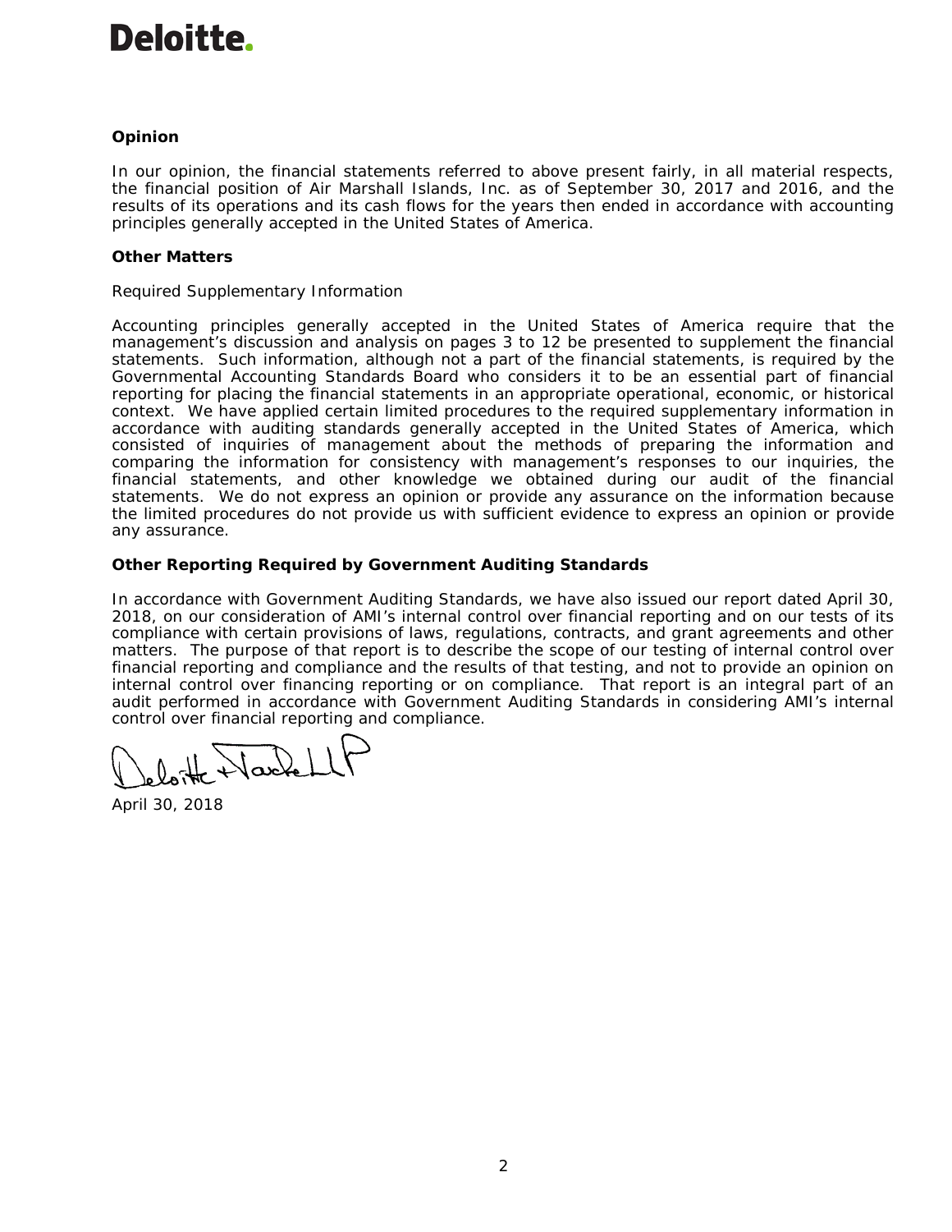Deloitte.

**Opinion**

In our opinion, the financial statements referred to above present fairly, in all material respects, the financial position of Air Marshall Islands, Inc. as of September 30, 2017 and 2016, and the results of its operations and its cash flows for the years then ended in accordance with accounting principles generally accepted in the United States of America.

**Other Matters**

Required Supplementary Information

Accounting principles generally accepted in the United States of America require that the management's discussion and analysis on pages 3 to 12 be presented to supplement the financial statements. Such information, although not a part of the financial statements, is required by the Governmental Accounting Standards Board who considers it to be an essential part of financial reporting for placing the financial statements in an appropriate operational, economic, or historical context. We have applied certain limited procedures to the required supplementary information in accordance with auditing standards generally accepted in the United States of America, which consisted of inquiries of management about the methods of preparing the information and comparing the information for consistency with management's responses to our inquiries, the financial statements, and other knowledge we obtained during our audit of the financial statements. We do not express an opinion or provide any assurance on the information because the limited procedures do not provide us with sufficient evidence to express an opinion or provide any assurance.

**Other Reporting Required by Government Auditing Standards**

In accordance with Government Auditing Standards, we have also issued our report dated April 30, 2018, on our consideration of AMI's internal control over financial reporting and on our tests of its compliance with certain provisions of laws, regulations, contracts, and grant agreements and other matters. The purpose of that report is to describe the scope of our testing of internal control over financial reporting and compliance and the results of that testing, and not to provide an opinion on internal control over financing reporting or on compliance. That report is an integral part of an audit performed in accordance with Government Auditing Standards in considering AMI's internal control over financial reporting and compliance.

Deloitte & Touche LLP

April 30, 2018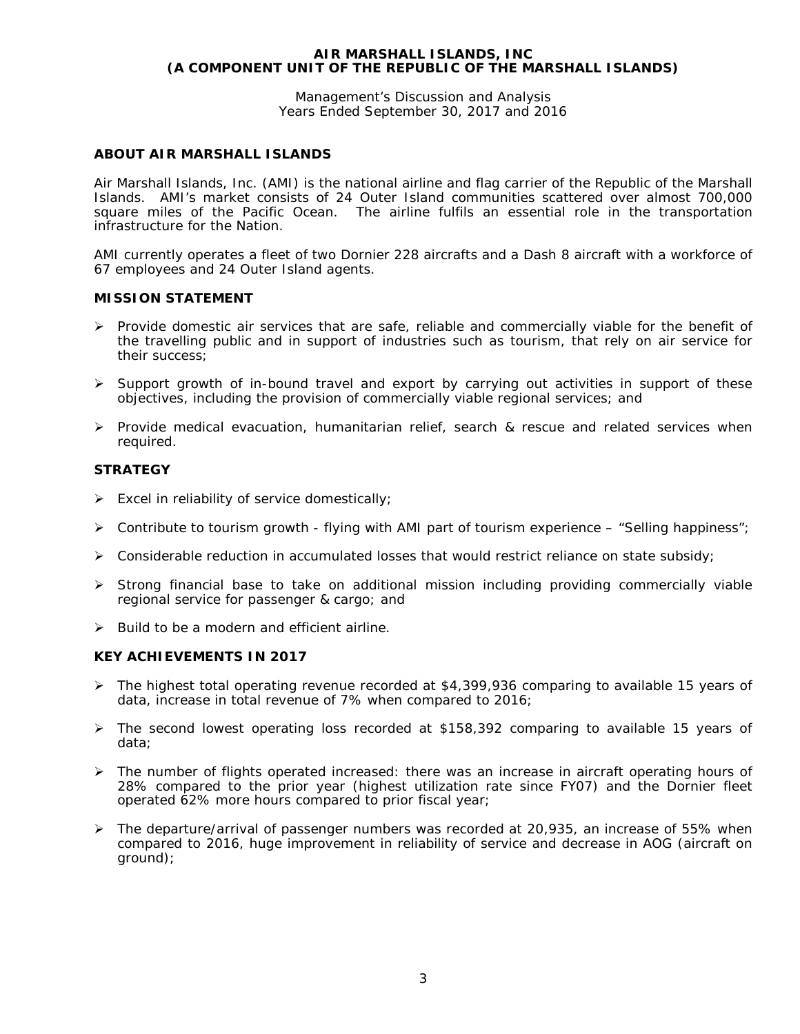## ABOUT AIR MARSHALL ISLANDS

Air Marshall Islands, Inc. (AMI) is the national airline and flag carrier of the Republic of the Marshall Islands. AMI's market consists of 24 Outer Island communities scattered over almost 700,000 square miles of the Pacific Ocean. The airline fulfils an essential role in the transportation infrastructure for the Nation.

AMI currently operates a fleet of two Dornier 228 aircrafts and a Dash 8 aircraft with a workforce of 67 employees and 24 Outer Island agents.

## MISSION STATEMENT

- Provide domestic air services that are safe, reliable and commercially viable for the benefit of the travelling public and in support of industries such as tourism, that rely on air service for their success;
- Support growth of in-bound travel and export by carrying out activities in support of these objectives, including the provision of commercially viable regional services; and
- Provide medical evacuation, humanitarian relief, search & rescue and related services when required.

## STRATEGY

- Excel in reliability of service domestically;
- Contribute to tourism growth - flying with AMI part of tourism experience – "Selling happiness";
- Considerable reduction in accumulated losses that would restrict reliance on state subsidy;
- Strong financial base to take on additional mission including providing commercially viable regional service for passenger & cargo; and
- Build to be a modern and efficient airline.

## KEY ACHIEVEMENTS IN 2017

- The highest total operating revenue recorded at $4,399,936 comparing to available 15 years of data, increase in total revenue of 7% when compared to 2016;
- The second lowest operating loss recorded at $158,392 comparing to available 15 years of data;
- The number of flights operated increased: there was an increase in aircraft operating hours of 28% compared to the prior year (highest utilization rate since FY07) and the Dornier fleet operated 62% more hours compared to prior fiscal year;
- The departure/arrival of passenger numbers was recorded at 20,935, an increase of 55% when compared to 2016, huge improvement in reliability of service and decrease in AOG (aircraft on ground);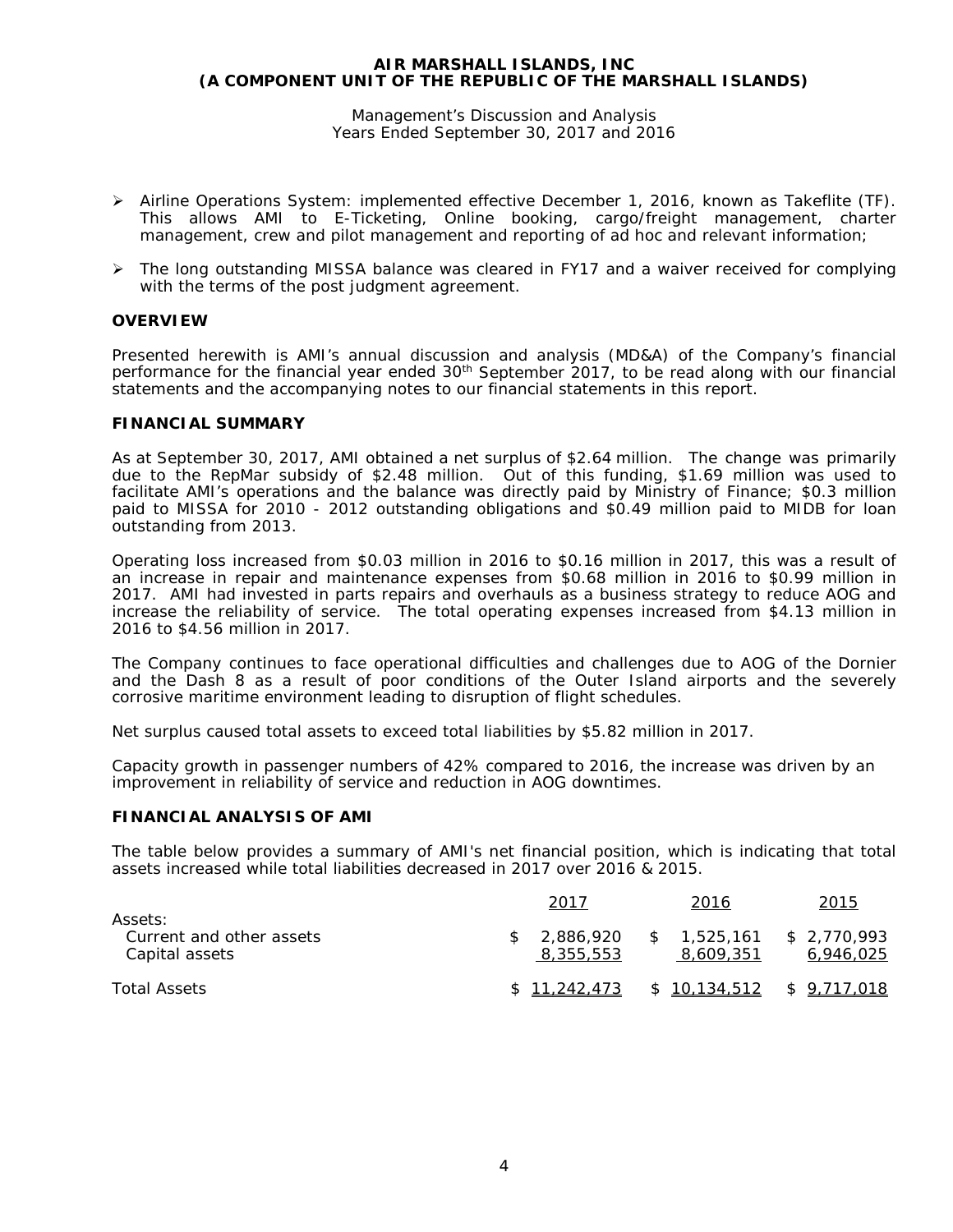- Airline Operations System: implemented effective December 1, 2016, known as Takeflite (TF). This allows AMI to E-Ticketing, Online booking, cargo/freight management, charter management, crew and pilot management and reporting of ad hoc and relevant information;

- The long outstanding MISSA balance was cleared in FY17 and a waiver received for complying with the terms of the post judgment agreement.

## OVERVIEW

Presented herewith is AMI's annual discussion and analysis (MD&A) of the Company's financial performance for the financial year ended 30th September 2017, to be read along with our financial statements and the accompanying notes to our financial statements in this report.

## FINANCIAL SUMMARY

As at September 30, 2017, AMI obtained a net surplus of $2.64 million. The change was primarily due to the RepMar subsidy of $2.48 million. Out of this funding, $1.69 million was used to facilitate AMI's operations and the balance was directly paid by Ministry of Finance; $0.3 million paid to MISSA for 2010 - 2012 outstanding obligations and $0.49 million paid to MIDB for loan outstanding from 2013.

Operating loss increased from $0.03 million in 2016 to $0.16 million in 2017, this was a result of an increase in repair and maintenance expenses from $0.68 million in 2016 to $0.99 million in 2017. AMI had invested in parts repairs and overhauls as a business strategy to reduce AOG and increase the reliability of service. The total operating expenses increased from $4.13 million in 2016 to $4.56 million in 2017.

The Company continues to face operational difficulties and challenges due to AOG of the Dornier and the Dash 8 as a result of poor conditions of the Outer Island airports and the severely corrosive maritime environment leading to disruption of flight schedules.

Net surplus caused total assets to exceed total liabilities by $5.82 million in 2017.

Capacity growth in passenger numbers of 42% compared to 2016, the increase was driven by an improvement in reliability of service and reduction in AOG downtimes.

## FINANCIAL ANALYSIS OF AMI

The table below provides a summary of AMI's net financial position, which is indicating that total assets increased while total liabilities decreased in 2017 over 2016 & 2015.

| | 2017 | 2016 | 2015 |
|---|---|---|---|
| Assets: | | | |
| Current and other assets | $ 2,886,920 | $ 1,525,161 | $ 2,770,993 |
| Capital assets | 8,355,553 | 8,609,351 | 6,946,025 |
| Total Assets | $ 11,242,473 | $ 10,134,512 | $ 9,717,018 |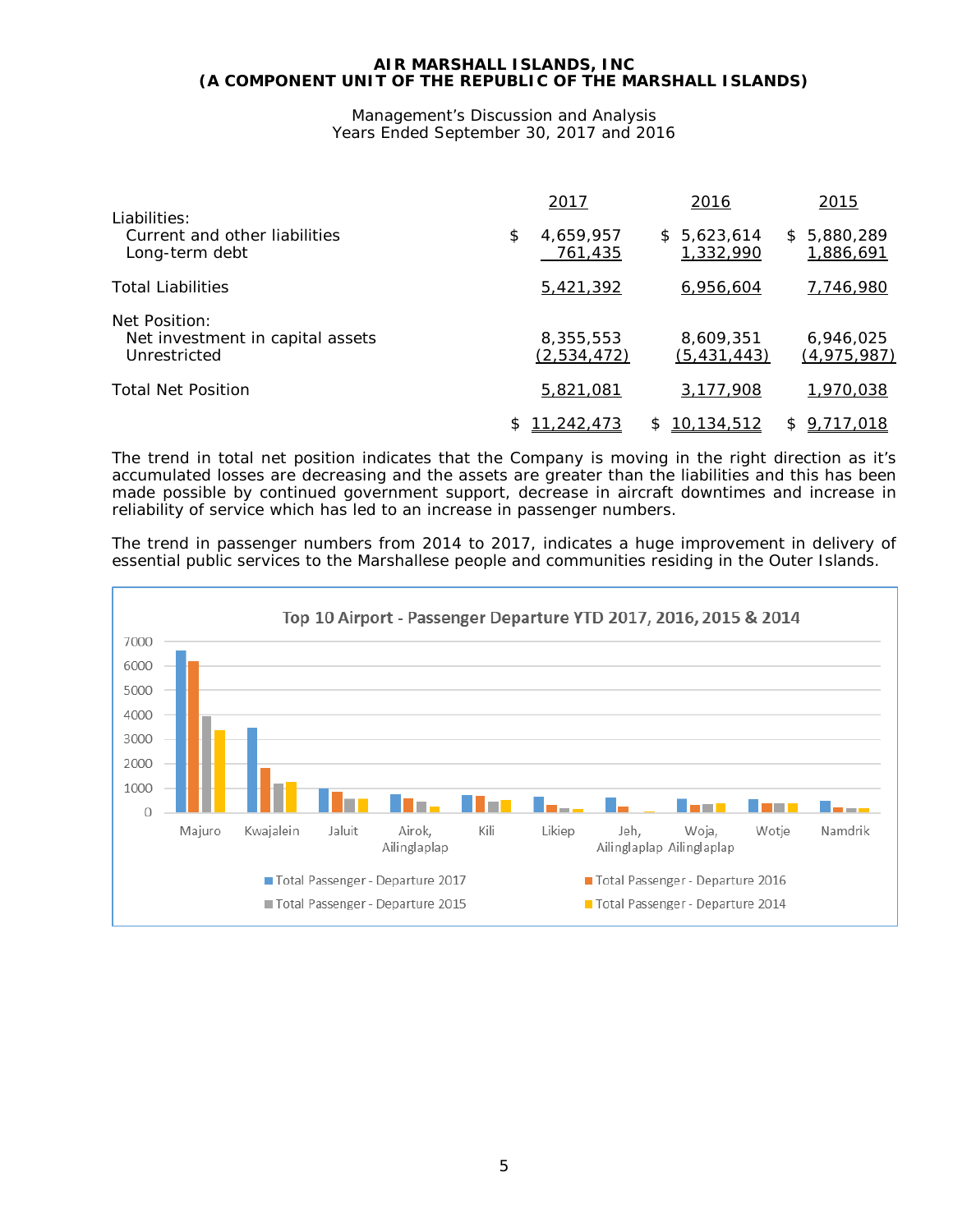**AIR MARSHALL ISLANDS, INC**
**(A COMPONENT UNIT OF THE REPUBLIC OF THE MARSHALL ISLANDS)**

Management's Discussion and Analysis
Years Ended September 30, 2017 and 2016

| | 2017 | 2016 | 2015 |
|---|---|---|---|
| Liabilities: | | | |
| Current and other liabilities | $ 4,659,957 | $ 5,623,614 | $ 5,880,289 |
| Long-term debt | 761,435 | 1,332,990 | 1,886,691 |
| Total Liabilities | 5,421,392 | 6,956,604 | 7,746,980 |
| Net Position: | | | |
| Net investment in capital assets | 8,355,553 | 8,609,351 | 6,946,025 |
| Unrestricted | (2,534,472) | (5,431,443) | (4,975,987) |
| Total Net Position | 5,821,081 | 3,177,908 | 1,970,038 |
| | $ 11,242,473 | $ 10,134,512 | $ 9,717,018 |

The trend in total net position indicates that the Company is moving in the right direction as it's accumulated losses are decreasing and the assets are greater than the liabilities and this has been made possible by continued government support, decrease in aircraft downtimes and increase in reliability of service which has led to an increase in passenger numbers.

The trend in passenger numbers from 2014 to 2017, indicates a huge improvement in delivery of essential public services to the Marshallese people and communities residing in the Outer Islands.

Top 10 Airport - Passenger Departure YTD 2017, 2016, 2015 & 2014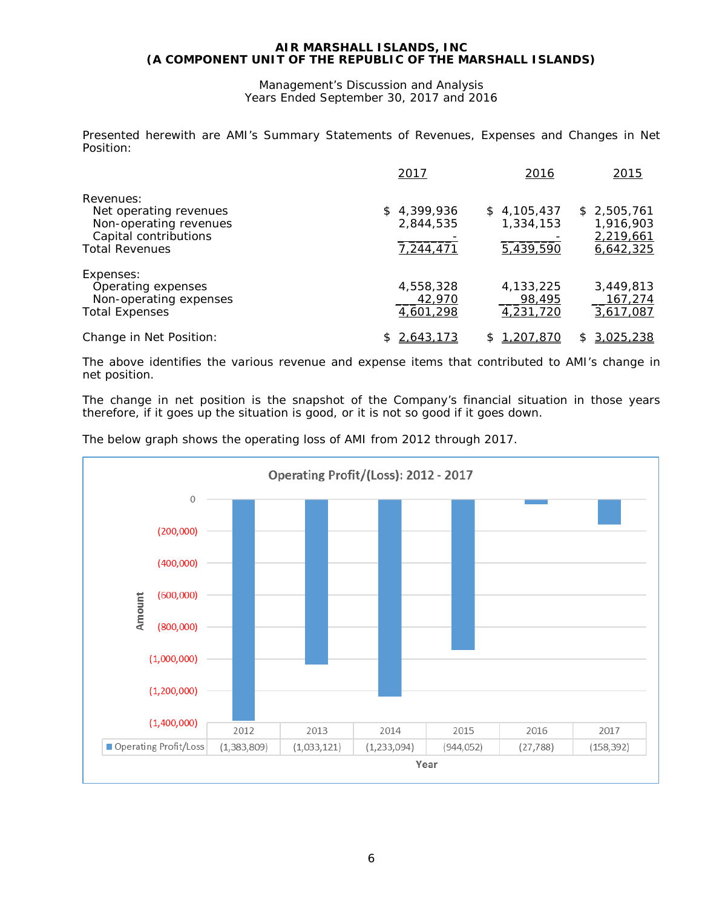Presented herewith are AMI's Summary Statements of Revenues, Expenses and Changes in Net Position:

| | 2017 | 2016 | 2015 |
|---|---|---|---|
| Revenues: | | | |
| Net operating revenues | $ 4,399,936 | $ 4,105,437 | $ 2,505,761 |
| Non-operating revenues | 2,844,535 | 1,334,153 | 1,916,903 |
| Capital contributions | - | - | 2,219,661 |
| Total Revenues | 7,244,471 | 5,439,590 | 6,642,325 |
| Expenses: | | | |
| Operating expenses | 4,558,328 | 4,133,225 | 3,449,813 |
| Non-operating expenses | 42,970 | 98,495 | 167,274 |
| Total Expenses | 4,601,298 | 4,231,720 | 3,617,087 |
| Change in Net Position: | $ 2,643,173 | $ 1,207,870 | $ 3,025,238 |

The above identifies the various revenue and expense items that contributed to AMI's change in net position.

The change in net position is the snapshot of the Company's financial situation in those years therefore, if it goes up the situation is good, or it is not so good if it goes down.

The below graph shows the operating loss of AMI from 2012 through 2017.

**Operating Profit/(Loss): 2012 - 2017**

| Year | 2012 | 2013 | 2014 | 2015 | 2016 | 2017 |
|---|---|---|---|---|---|---|
| Operating Profit/Loss | (1,383,809) | (1,033,121) | (1,233,094) | (944,052) | (27,788) | (158,392) |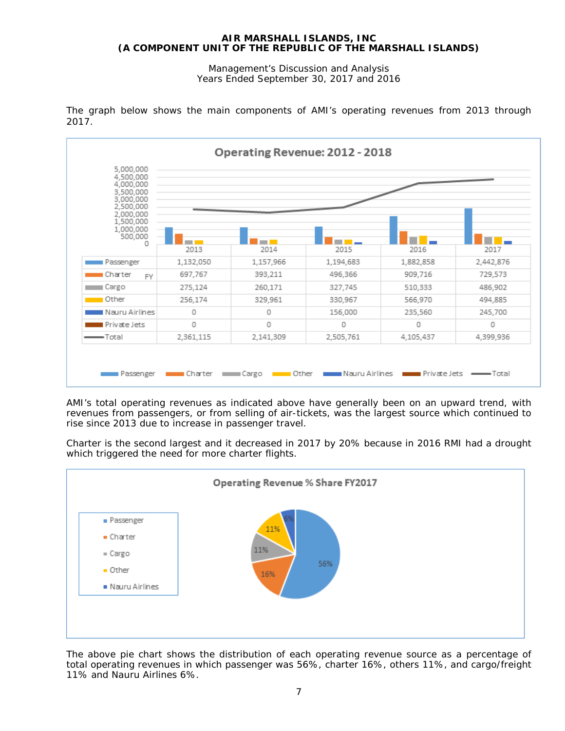The graph below shows the main components of AMI's operating revenues from 2013 through 2017.

**Operating Revenue: 2012 - 2018**

| FY | 2013 | 2014 | 2015 | 2016 | 2017 |
|---|---|---|---|---|---|
| Passenger | 1,132,050 | 1,157,966 | 1,194,683 | 1,882,858 | 2,442,876 |
| Charter | 697,767 | 393,211 | 496,366 | 909,716 | 729,573 |
| Cargo | 275,124 | 260,171 | 327,745 | 510,333 | 486,902 |
| Other | 256,174 | 329,961 | 330,967 | 566,970 | 494,885 |
| Nauru Airlines | 0 | 0 | 156,000 | 235,560 | 245,700 |
| Private Jets | 0 | 0 | 0 | 0 | 0 |
| Total | 2,361,115 | 2,141,309 | 2,505,761 | 4,105,437 | 4,399,936 |

AMI's total operating revenues as indicated above have generally been on an upward trend, with revenues from passengers, or from selling of air-tickets, was the largest source which continued to rise since 2013 due to increase in passenger travel.

Charter is the second largest and it decreased in 2017 by 20% because in 2016 RMI had a drought which triggered the need for more charter flights.

**Operating Revenue % Share FY2017**

| Source | % Share |
|---|---|
| Passenger | 56% |
| Charter | 16% |
| Cargo | 11% |
| Other | 11% |
| Nauru Airlines | 6% |

The above pie chart shows the distribution of each operating revenue source as a percentage of total operating revenues in which passenger was 56%, charter 16%, others 11%, and cargo/freight 11% and Nauru Airlines 6%.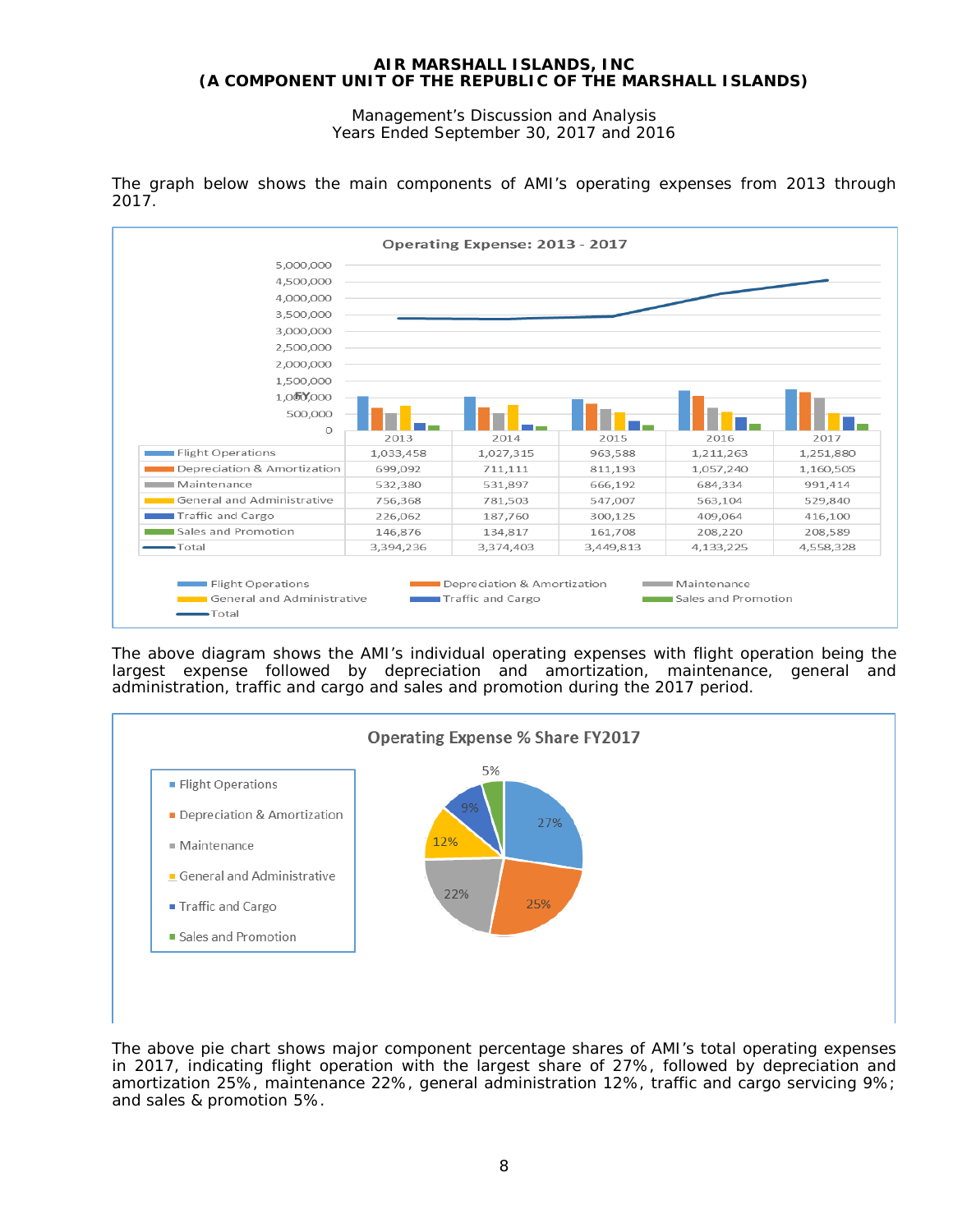# AIR MARSHALL ISLANDS, INC
## (A COMPONENT UNIT OF THE REPUBLIC OF THE MARSHALL ISLANDS)

Management's Discussion and Analysis
Years Ended September 30, 2017 and 2016

The graph below shows the main components of AMI's operating expenses from 2013 through 2017.

**Operating Expense: 2013 - 2017**

| | 2013 | 2014 | 2015 | 2016 | 2017 |
|---|---|---|---|---|---|
| Flight Operations | 1,033,458 | 1,027,315 | 963,588 | 1,211,263 | 1,251,880 |
| Depreciation & Amortization | 699,092 | 711,111 | 811,193 | 1,057,240 | 1,160,505 |
| Maintenance | 532,380 | 531,897 | 666,192 | 684,334 | 991,414 |
| General and Administrative | 756,368 | 781,503 | 547,007 | 563,104 | 529,840 |
| Traffic and Cargo | 226,062 | 187,760 | 300,125 | 409,064 | 416,100 |
| Sales and Promotion | 146,876 | 134,817 | 161,708 | 208,220 | 208,589 |
| Total | 3,394,236 | 3,374,403 | 3,449,813 | 4,133,225 | 4,558,328 |

The above diagram shows the AMI's individual operating expenses with flight operation being the largest expense followed by depreciation and amortization, maintenance, general and administration, traffic and cargo and sales and promotion during the 2017 period.

**Operating Expense % Share FY2017**

| Component | Share |
|---|---|
| Flight Operations | 27% |
| Depreciation & Amortization | 25% |
| Maintenance | 22% |
| General and Administrative | 12% |
| Traffic and Cargo | 9% |
| Sales and Promotion | 5% |

The above pie chart shows major component percentage shares of AMI's total operating expenses in 2017, indicating flight operation with the largest share of 27%, followed by depreciation and amortization 25%, maintenance 22%, general administration 12%, traffic and cargo servicing 9%; and sales & promotion 5%.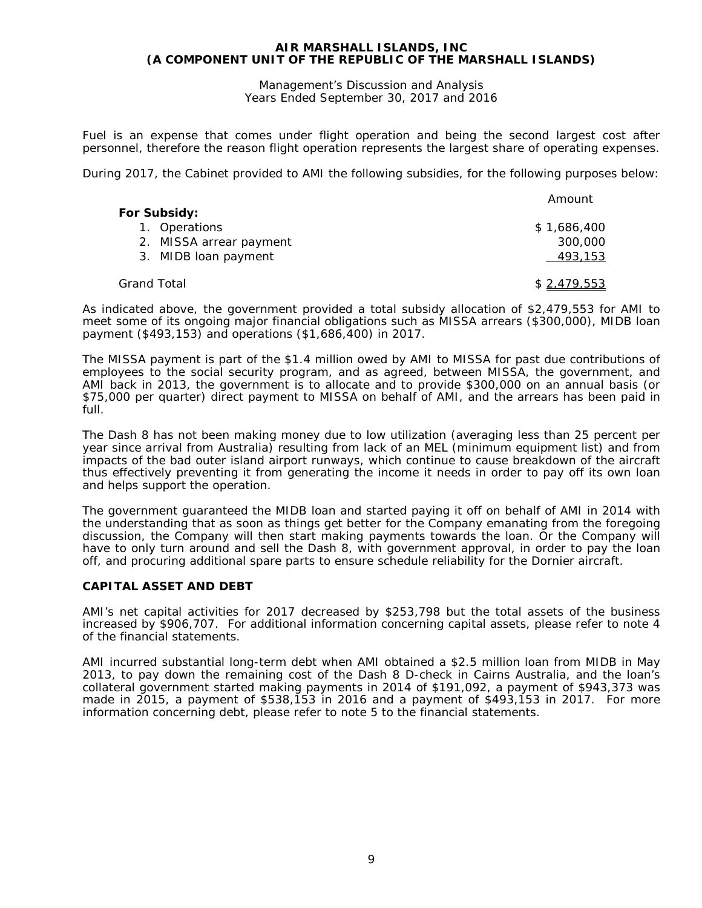Fuel is an expense that comes under flight operation and being the second largest cost after personnel, therefore the reason flight operation represents the largest share of operating expenses.

During 2017, the Cabinet provided to AMI the following subsidies, for the following purposes below:

| | Amount |
|---|---|
| **For Subsidy:** | |
| 1. Operations | $ 1,686,400 |
| 2. MISSA arrear payment | 300,000 |
| 3. MIDB loan payment | 493,153 |
| Grand Total | $ 2,479,553 |

As indicated above, the government provided a total subsidy allocation of $2,479,553 for AMI to meet some of its ongoing major financial obligations such as MISSA arrears ($300,000), MIDB loan payment ($493,153) and operations ($1,686,400) in 2017.

The MISSA payment is part of the $1.4 million owed by AMI to MISSA for past due contributions of employees to the social security program, and as agreed, between MISSA, the government, and AMI back in 2013, the government is to allocate and to provide $300,000 on an annual basis (or $75,000 per quarter) direct payment to MISSA on behalf of AMI, and the arrears has been paid in full.

The Dash 8 has not been making money due to low utilization (averaging less than 25 percent per year since arrival from Australia) resulting from lack of an MEL (minimum equipment list) and from impacts of the bad outer island airport runways, which continue to cause breakdown of the aircraft thus effectively preventing it from generating the income it needs in order to pay off its own loan and helps support the operation.

The government guaranteed the MIDB loan and started paying it off on behalf of AMI in 2014 with the understanding that as soon as things get better for the Company emanating from the foregoing discussion, the Company will then start making payments towards the loan. Or the Company will have to only turn around and sell the Dash 8, with government approval, in order to pay the loan off, and procuring additional spare parts to ensure schedule reliability for the Dornier aircraft.

## CAPITAL ASSET AND DEBT

AMI's net capital activities for 2017 decreased by $253,798 but the total assets of the business increased by $906,707. For additional information concerning capital assets, please refer to note 4 of the financial statements.

AMI incurred substantial long-term debt when AMI obtained a $2.5 million loan from MIDB in May 2013, to pay down the remaining cost of the Dash 8 D-check in Cairns Australia, and the loan's collateral government started making payments in 2014 of $191,092, a payment of $943,373 was made in 2015, a payment of $538,153 in 2016 and a payment of $493,153 in 2017. For more information concerning debt, please refer to note 5 to the financial statements.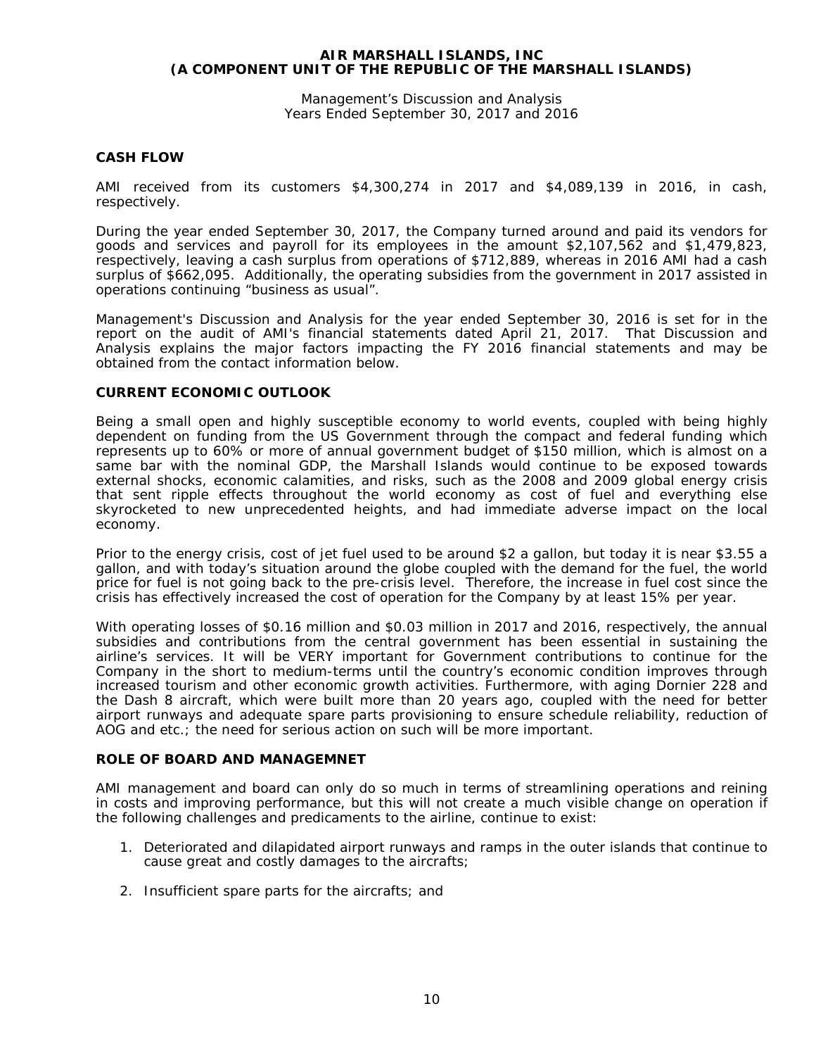## CASH FLOW

AMI received from its customers $4,300,274 in 2017 and $4,089,139 in 2016, in cash, respectively.

During the year ended September 30, 2017, the Company turned around and paid its vendors for goods and services and payroll for its employees in the amount $2,107,562 and $1,479,823, respectively, leaving a cash surplus from operations of $712,889, whereas in 2016 AMI had a cash surplus of $662,095. Additionally, the operating subsidies from the government in 2017 assisted in operations continuing "business as usual".

Management's Discussion and Analysis for the year ended September 30, 2016 is set for in the report on the audit of AMI's financial statements dated April 21, 2017. That Discussion and Analysis explains the major factors impacting the FY 2016 financial statements and may be obtained from the contact information below.

## CURRENT ECONOMIC OUTLOOK

Being a small open and highly susceptible economy to world events, coupled with being highly dependent on funding from the US Government through the compact and federal funding which represents up to 60% or more of annual government budget of $150 million, which is almost on a same bar with the nominal GDP, the Marshall Islands would continue to be exposed towards external shocks, economic calamities, and risks, such as the 2008 and 2009 global energy crisis that sent ripple effects throughout the world economy as cost of fuel and everything else skyrocketed to new unprecedented heights, and had immediate adverse impact on the local economy.

Prior to the energy crisis, cost of jet fuel used to be around $2 a gallon, but today it is near $3.55 a gallon, and with today's situation around the globe coupled with the demand for the fuel, the world price for fuel is not going back to the pre-crisis level. Therefore, the increase in fuel cost since the crisis has effectively increased the cost of operation for the Company by at least 15% per year.

With operating losses of $0.16 million and $0.03 million in 2017 and 2016, respectively, the annual subsidies and contributions from the central government has been essential in sustaining the airline's services. It will be VERY important for Government contributions to continue for the Company in the short to medium-terms until the country's economic condition improves through increased tourism and other economic growth activities. Furthermore, with aging Dornier 228 and the Dash 8 aircraft, which were built more than 20 years ago, coupled with the need for better airport runways and adequate spare parts provisioning to ensure schedule reliability, reduction of AOG and etc.; the need for serious action on such will be more important.

## ROLE OF BOARD AND MANAGEMNET

AMI management and board can only do so much in terms of streamlining operations and reining in costs and improving performance, but this will not create a much visible change on operation if the following challenges and predicaments to the airline, continue to exist:

1. Deteriorated and dilapidated airport runways and ramps in the outer islands that continue to cause great and costly damages to the aircrafts;

2. Insufficient spare parts for the aircrafts; and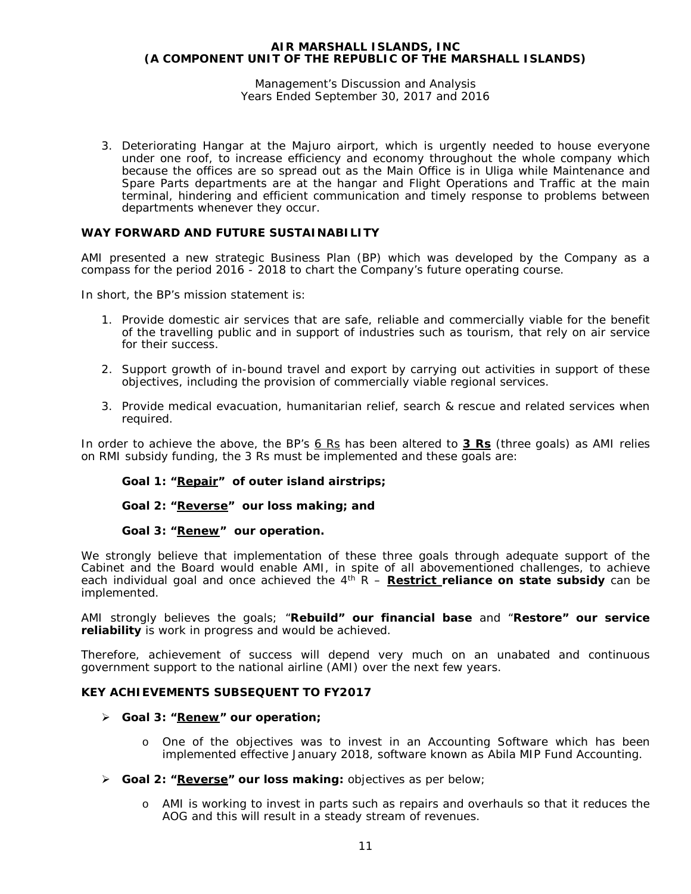3. Deteriorating Hangar at the Majuro airport, which is urgently needed to house everyone under one roof, to increase efficiency and economy throughout the whole company which because the offices are so spread out as the Main Office is in Uliga while Maintenance and Spare Parts departments are at the hangar and Flight Operations and Traffic at the main terminal, hindering and efficient communication and timely response to problems between departments whenever they occur.

## WAY FORWARD AND FUTURE SUSTAINABILITY

AMI presented a new strategic Business Plan (BP) which was developed by the Company as a compass for the period 2016 - 2018 to chart the Company's future operating course.

In short, the BP's mission statement is:

1. Provide domestic air services that are safe, reliable and commercially viable for the benefit of the travelling public and in support of industries such as tourism, that rely on air service for their success.

2. Support growth of in-bound travel and export by carrying out activities in support of these objectives, including the provision of commercially viable regional services.

3. Provide medical evacuation, humanitarian relief, search & rescue and related services when required.

In order to achieve the above, the BP's <u>6 Rs</u> has been altered to **<u>3 Rs</u>** (three goals) as AMI relies on RMI subsidy funding, the 3 Rs must be implemented and these goals are:

**Goal 1: "<u>Repair</u>" of outer island airstrips;**

**Goal 2: "<u>Reverse</u>" our loss making; and**

**Goal 3: "<u>Renew</u>" our operation.**

We strongly believe that implementation of these three goals through adequate support of the Cabinet and the Board would enable AMI, in spite of all abovementioned challenges, to achieve each individual goal and once achieved the 4th R – **<u>Restrict</u> reliance on state subsidy** can be implemented.

AMI strongly believes the goals; "**Rebuild" our financial base** and "**Restore" our service reliability** is work in progress and would be achieved.

Therefore, achievement of success will depend very much on an unabated and continuous government support to the national airline (AMI) over the next few years.

## KEY ACHIEVEMENTS SUBSEQUENT TO FY2017

- **Goal 3: "<u>Renew</u>" our operation;**
    - One of the objectives was to invest in an Accounting Software which has been implemented effective January 2018, software known as Abila MIP Fund Accounting.

- **Goal 2: "<u>Reverse</u>" our loss making:** objectives as per below;
    - AMI is working to invest in parts such as repairs and overhauls so that it reduces the AOG and this will result in a steady stream of revenues.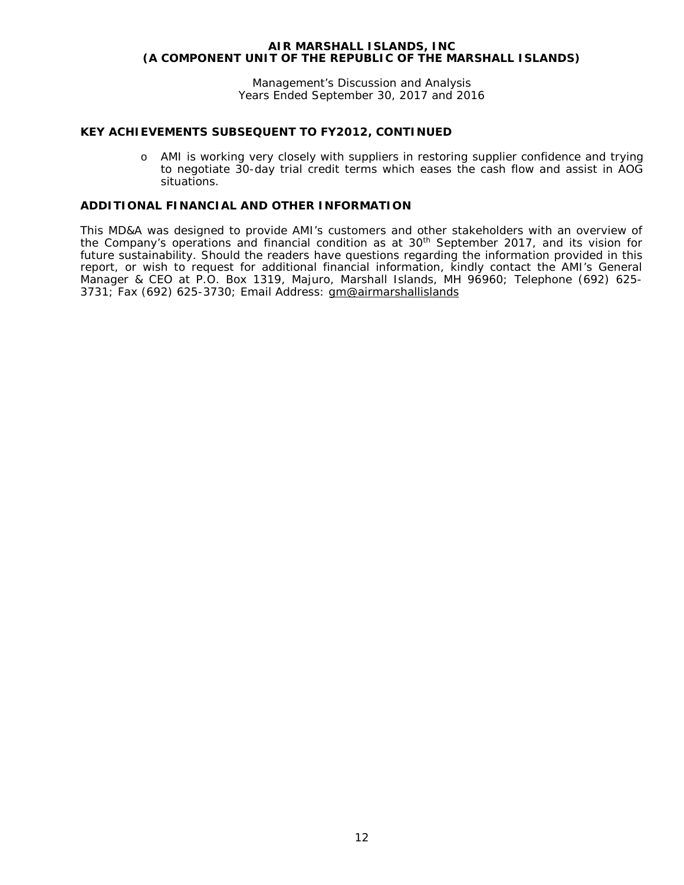## KEY ACHIEVEMENTS SUBSEQUENT TO FY2012, CONTINUED

- o AMI is working very closely with suppliers in restoring supplier confidence and trying to negotiate 30-day trial credit terms which eases the cash flow and assist in AOG situations.

## ADDITIONAL FINANCIAL AND OTHER INFORMATION

This MD&A was designed to provide AMI's customers and other stakeholders with an overview of the Company's operations and financial condition as at 30th September 2017, and its vision for future sustainability. Should the readers have questions regarding the information provided in this report, or wish to request for additional financial information, kindly contact the AMI's General Manager & CEO at P.O. Box 1319, Majuro, Marshall Islands, MH 96960; Telephone (692) 625-3731; Fax (692) 625-3730; Email Address: gm@airmarshallislands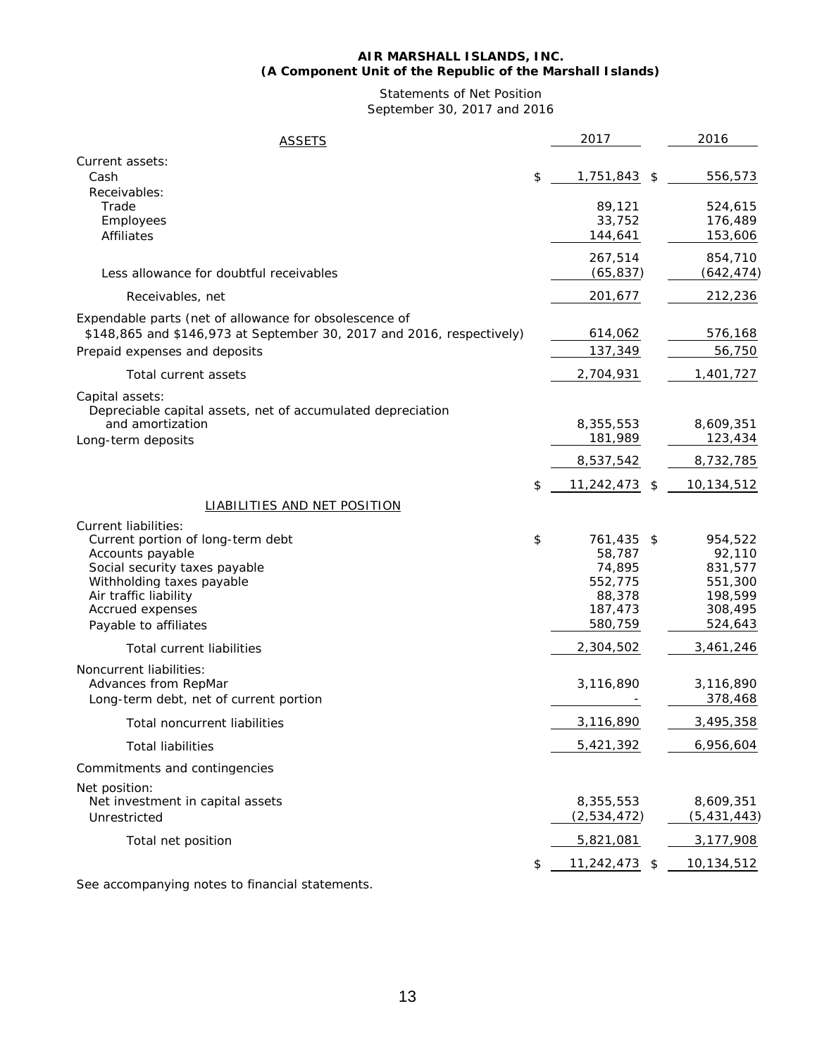**AIR MARSHALL ISLANDS, INC.**
**(A Component Unit of the Republic of the Marshall Islands)**

Statements of Net Position
September 30, 2017 and 2016

| ASSETS | 2017 | 2016 |
|---|---|---|
| Current assets: | | |
| Cash | $ 1,751,843 | $ 556,573 |
| Receivables: | | |
| Trade | 89,121 | 524,615 |
| Employees | 33,752 | 176,489 |
| Affiliates | 144,641 | 153,606 |
| | 267,514 | 854,710 |
| Less allowance for doubtful receivables | (65,837) | (642,474) |
| Receivables, net | 201,677 | 212,236 |
| Expendable parts (net of allowance for obsolescence of $148,865 and $146,973 at September 30, 2017 and 2016, respectively) | 614,062 | 576,168 |
| Prepaid expenses and deposits | 137,349 | 56,750 |
| Total current assets | 2,704,931 | 1,401,727 |
| Capital assets: | | |
| Depreciable capital assets, net of accumulated depreciation and amortization | 8,355,553 | 8,609,351 |
| Long-term deposits | 181,989 | 123,434 |
| | 8,537,542 | 8,732,785 |
| | $ 11,242,473 | $ 10,134,512 |
| LIABILITIES AND NET POSITION | | |
| Current liabilities: | | |
| Current portion of long-term debt | $ 761,435 | $ 954,522 |
| Accounts payable | 58,787 | 92,110 |
| Social security taxes payable | 74,895 | 831,577 |
| Withholding taxes payable | 552,775 | 551,300 |
| Air traffic liability | 88,378 | 198,599 |
| Accrued expenses | 187,473 | 308,495 |
| Payable to affiliates | 580,759 | 524,643 |
| Total current liabilities | 2,304,502 | 3,461,246 |
| Noncurrent liabilities: | | |
| Advances from RepMar | 3,116,890 | 3,116,890 |
| Long-term debt, net of current portion | - | 378,468 |
| Total noncurrent liabilities | 3,116,890 | 3,495,358 |
| Total liabilities | 5,421,392 | 6,956,604 |
| Commitments and contingencies | | |
| Net position: | | |
| Net investment in capital assets | 8,355,553 | 8,609,351 |
| Unrestricted | (2,534,472) | (5,431,443) |
| Total net position | 5,821,081 | 3,177,908 |
| | $ 11,242,473 | $ 10,134,512 |

See accompanying notes to financial statements.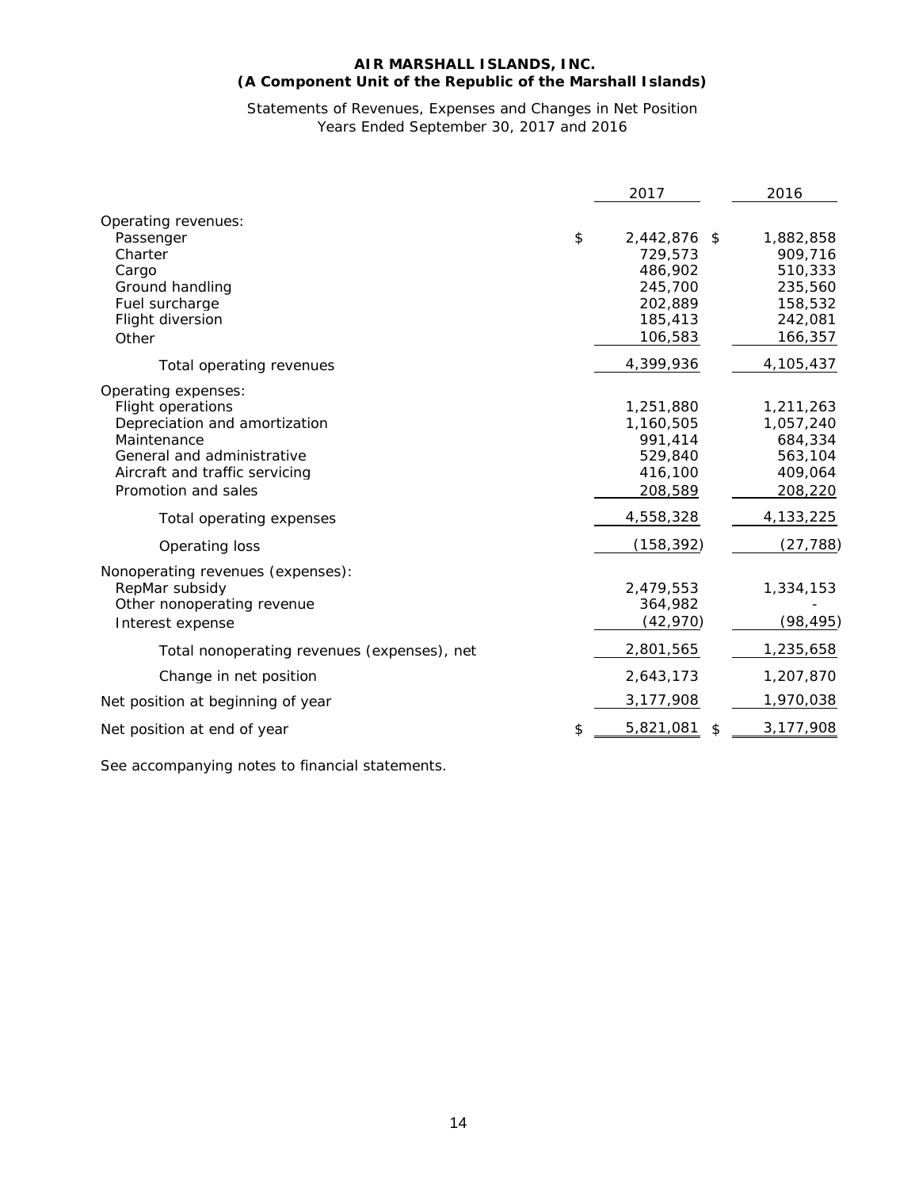**AIR MARSHALL ISLANDS, INC.**
**(A Component Unit of the Republic of the Marshall Islands)**

Statements of Revenues, Expenses and Changes in Net Position
Years Ended September 30, 2017 and 2016

| | 2017 | 2016 |
|---|---|---|
| Operating revenues: | | |
| Passenger | $ 2,442,876 | $ 1,882,858 |
| Charter | 729,573 | 909,716 |
| Cargo | 486,902 | 510,333 |
| Ground handling | 245,700 | 235,560 |
| Fuel surcharge | 202,889 | 158,532 |
| Flight diversion | 185,413 | 242,081 |
| Other | 106,583 | 166,357 |
| Total operating revenues | 4,399,936 | 4,105,437 |
| Operating expenses: | | |
| Flight operations | 1,251,880 | 1,211,263 |
| Depreciation and amortization | 1,160,505 | 1,057,240 |
| Maintenance | 991,414 | 684,334 |
| General and administrative | 529,840 | 563,104 |
| Aircraft and traffic servicing | 416,100 | 409,064 |
| Promotion and sales | 208,589 | 208,220 |
| Total operating expenses | 4,558,328 | 4,133,225 |
| Operating loss | (158,392) | (27,788) |
| Nonoperating revenues (expenses): | | |
| RepMar subsidy | 2,479,553 | 1,334,153 |
| Other nonoperating revenue | 364,982 | - |
| Interest expense | (42,970) | (98,495) |
| Total nonoperating revenues (expenses), net | 2,801,565 | 1,235,658 |
| Change in net position | 2,643,173 | 1,207,870 |
| Net position at beginning of year | 3,177,908 | 1,970,038 |
| Net position at end of year | $ 5,821,081 | $ 3,177,908 |

See accompanying notes to financial statements.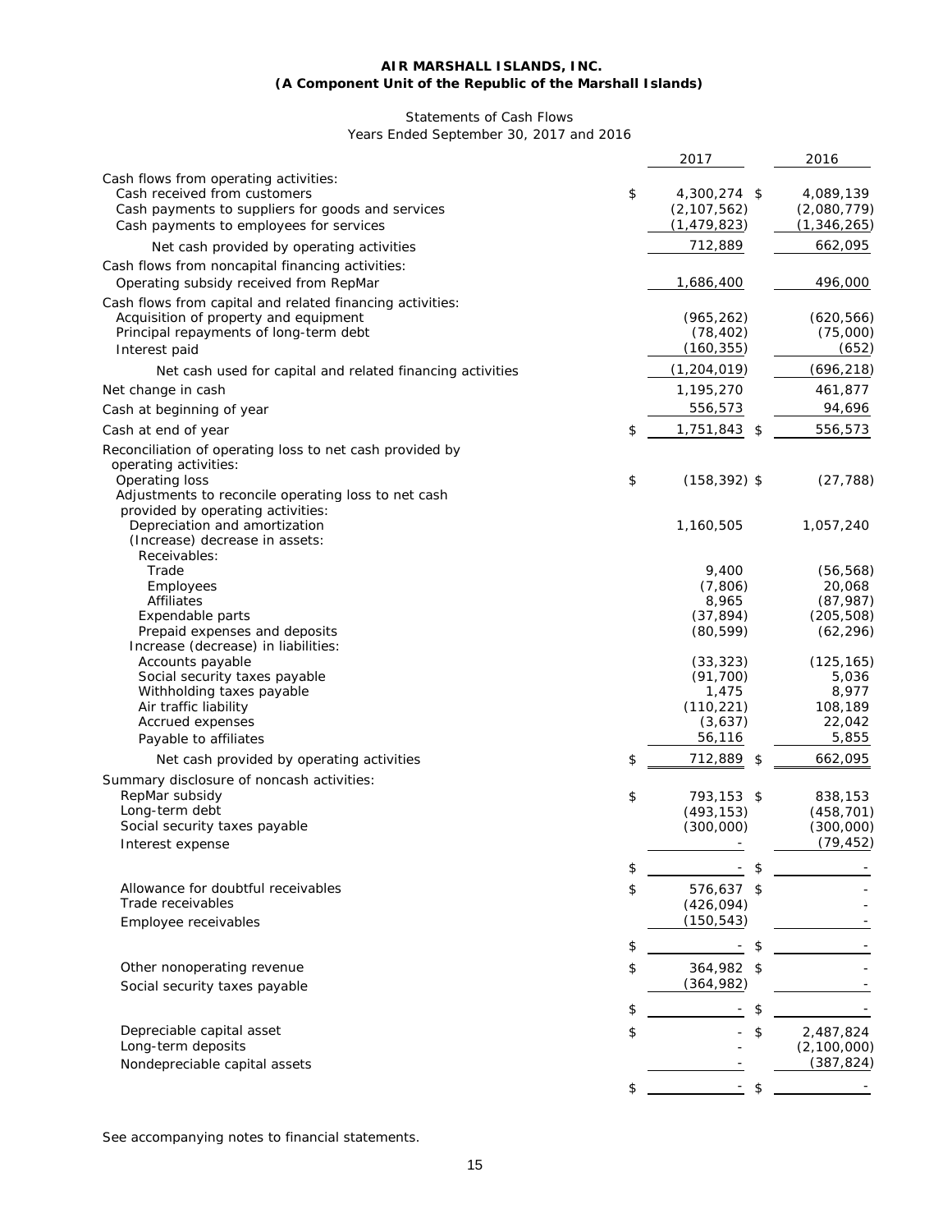**AIR MARSHALL ISLANDS, INC.**
**(A Component Unit of the Republic of the Marshall Islands)**

Statements of Cash Flows
Years Ended September 30, 2017 and 2016

| | 2017 | 2016 |
|---|---|---|
| Cash flows from operating activities: | | |
| Cash received from customers | $ 4,300,274 | $ 4,089,139 |
| Cash payments to suppliers for goods and services | (2,107,562) | (2,080,779) |
| Cash payments to employees for services | (1,479,823) | (1,346,265) |
| Net cash provided by operating activities | 712,889 | 662,095 |
| Cash flows from noncapital financing activities: | | |
| Operating subsidy received from RepMar | 1,686,400 | 496,000 |
| Cash flows from capital and related financing activities: | | |
| Acquisition of property and equipment | (965,262) | (620,566) |
| Principal repayments of long-term debt | (78,402) | (75,000) |
| Interest paid | (160,355) | (652) |
| Net cash used for capital and related financing activities | (1,204,019) | (696,218) |
| Net change in cash | 1,195,270 | 461,877 |
| Cash at beginning of year | 556,573 | 94,696 |
| Cash at end of year | $ 1,751,843 | $ 556,573 |
| Reconciliation of operating loss to net cash provided by operating activities: | | |
| Operating loss | $ (158,392) | $ (27,788) |
| Adjustments to reconcile operating loss to net cash provided by operating activities: | | |
| Depreciation and amortization | 1,160,505 | 1,057,240 |
| (Increase) decrease in assets: | | |
| Receivables: | | |
| Trade | 9,400 | (56,568) |
| Employees | (7,806) | 20,068 |
| Affiliates | 8,965 | (87,987) |
| Expendable parts | (37,894) | (205,508) |
| Prepaid expenses and deposits | (80,599) | (62,296) |
| Increase (decrease) in liabilities: | | |
| Accounts payable | (33,323) | (125,165) |
| Social security taxes payable | (91,700) | 5,036 |
| Withholding taxes payable | 1,475 | 8,977 |
| Air traffic liability | (110,221) | 108,189 |
| Accrued expenses | (3,637) | 22,042 |
| Payable to affiliates | 56,116 | 5,855 |
| Net cash provided by operating activities | $ 712,889 | $ 662,095 |
| Summary disclosure of noncash activities: | | |
| RepMar subsidy | $ 793,153 | $ 838,153 |
| Long-term debt | (493,153) | (458,701) |
| Social security taxes payable | (300,000) | (300,000) |
| Interest expense | - | (79,452) |
| | $ - | $ - |
| Allowance for doubtful receivables | $ 576,637 | $ - |
| Trade receivables | (426,094) | - |
| Employee receivables | (150,543) | - |
| | $ - | $ - |
| Other nonoperating revenue | $ 364,982 | $ - |
| Social security taxes payable | (364,982) | - |
| | $ - | $ - |
| Depreciable capital asset | $ - | $ 2,487,824 |
| Long-term deposits | - | (2,100,000) |
| Nondepreciable capital assets | - | (387,824) |
| | $ - | $ - |

See accompanying notes to financial statements.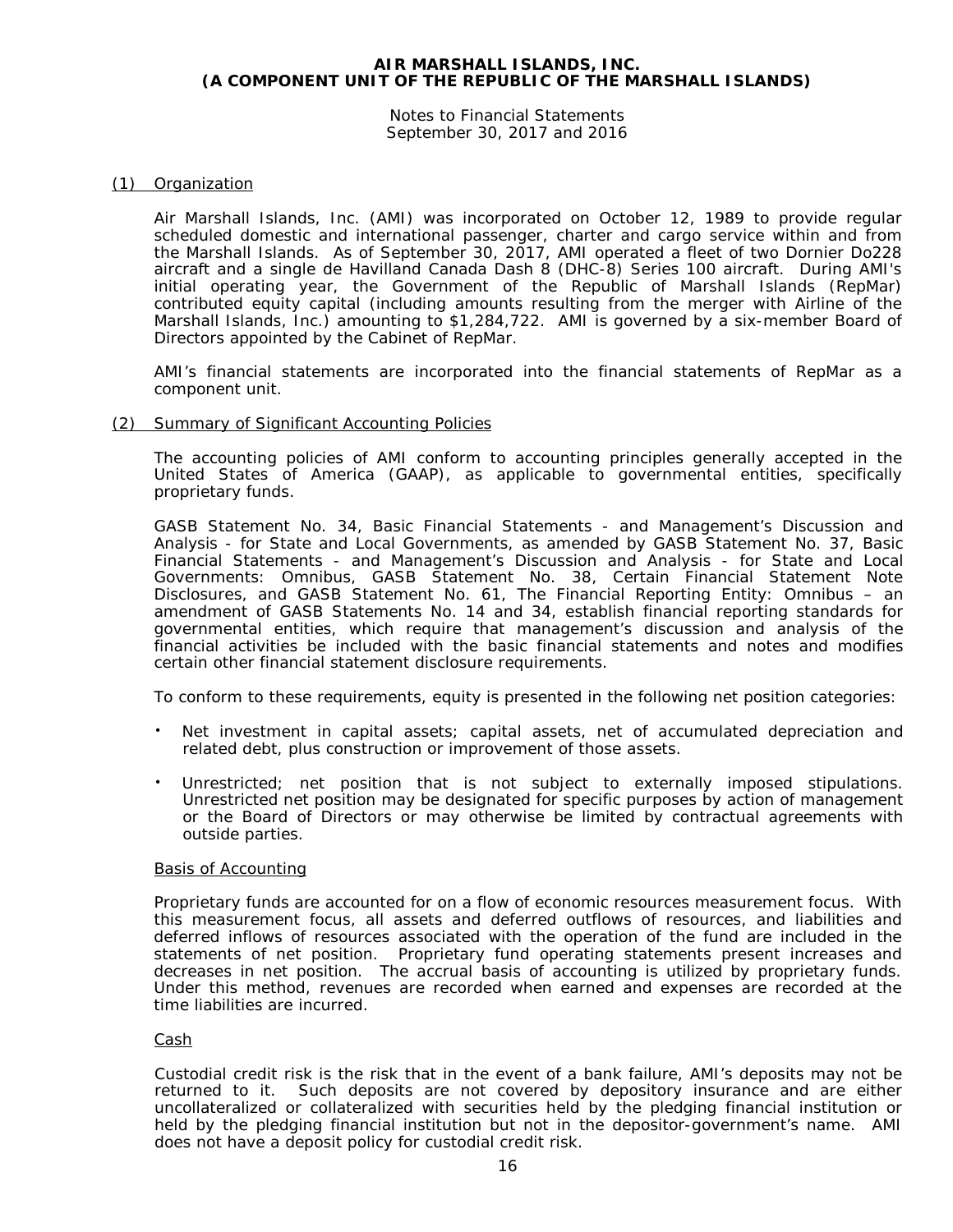**AIR MARSHALL ISLANDS, INC.**
**(A COMPONENT UNIT OF THE REPUBLIC OF THE MARSHALL ISLANDS)**

Notes to Financial Statements
September 30, 2017 and 2016

## (1) Organization

Air Marshall Islands, Inc. (AMI) was incorporated on October 12, 1989 to provide regular scheduled domestic and international passenger, charter and cargo service within and from the Marshall Islands. As of September 30, 2017, AMI operated a fleet of two Dornier Do228 aircraft and a single de Havilland Canada Dash 8 (DHC-8) Series 100 aircraft. During AMI's initial operating year, the Government of the Republic of Marshall Islands (RepMar) contributed equity capital (including amounts resulting from the merger with Airline of the Marshall Islands, Inc.) amounting to $1,284,722. AMI is governed by a six-member Board of Directors appointed by the Cabinet of RepMar.

AMI's financial statements are incorporated into the financial statements of RepMar as a component unit.

## (2) Summary of Significant Accounting Policies

The accounting policies of AMI conform to accounting principles generally accepted in the United States of America (GAAP), as applicable to governmental entities, specifically proprietary funds.

GASB Statement No. 34, Basic Financial Statements - and Management's Discussion and Analysis - for State and Local Governments, as amended by GASB Statement No. 37, Basic Financial Statements - and Management's Discussion and Analysis - for State and Local Governments: Omnibus, GASB Statement No. 38, Certain Financial Statement Note Disclosures, and GASB Statement No. 61, The Financial Reporting Entity: Omnibus – an amendment of GASB Statements No. 14 and 34, establish financial reporting standards for governmental entities, which require that management's discussion and analysis of the financial activities be included with the basic financial statements and notes and modifies certain other financial statement disclosure requirements.

To conform to these requirements, equity is presented in the following net position categories:

- Net investment in capital assets; capital assets, net of accumulated depreciation and related debt, plus construction or improvement of those assets.
- Unrestricted; net position that is not subject to externally imposed stipulations. Unrestricted net position may be designated for specific purposes by action of management or the Board of Directors or may otherwise be limited by contractual agreements with outside parties.

### Basis of Accounting

Proprietary funds are accounted for on a flow of economic resources measurement focus. With this measurement focus, all assets and deferred outflows of resources, and liabilities and deferred inflows of resources associated with the operation of the fund are included in the statements of net position. Proprietary fund operating statements present increases and decreases in net position. The accrual basis of accounting is utilized by proprietary funds. Under this method, revenues are recorded when earned and expenses are recorded at the time liabilities are incurred.

### Cash

Custodial credit risk is the risk that in the event of a bank failure, AMI's deposits may not be returned to it. Such deposits are not covered by depository insurance and are either uncollateralized or collateralized with securities held by the pledging financial institution or held by the pledging financial institution but not in the depositor-government's name. AMI does not have a deposit policy for custodial credit risk.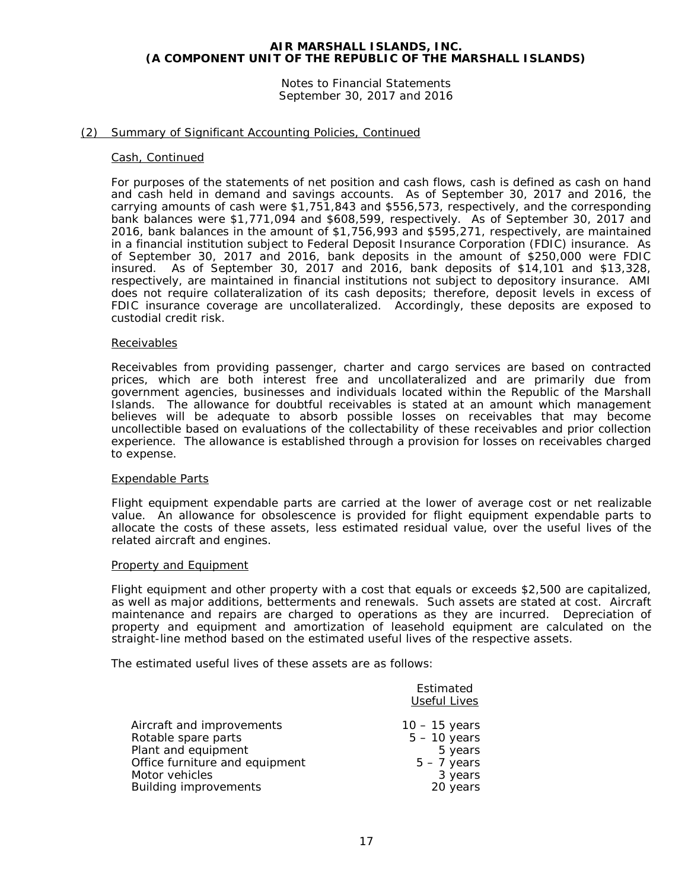**AIR MARSHALL ISLANDS, INC.**
**(A COMPONENT UNIT OF THE REPUBLIC OF THE MARSHALL ISLANDS)**

Notes to Financial Statements
September 30, 2017 and 2016

(2) Summary of Significant Accounting Policies, Continued

Cash, Continued

For purposes of the statements of net position and cash flows, cash is defined as cash on hand and cash held in demand and savings accounts. As of September 30, 2017 and 2016, the carrying amounts of cash were $1,751,843 and $556,573, respectively, and the corresponding bank balances were $1,771,094 and $608,599, respectively. As of September 30, 2017 and 2016, bank balances in the amount of $1,756,993 and $595,271, respectively, are maintained in a financial institution subject to Federal Deposit Insurance Corporation (FDIC) insurance. As of September 30, 2017 and 2016, bank deposits in the amount of $250,000 were FDIC insured. As of September 30, 2017 and 2016, bank deposits of $14,101 and $13,328, respectively, are maintained in financial institutions not subject to depository insurance. AMI does not require collateralization of its cash deposits; therefore, deposit levels in excess of FDIC insurance coverage are uncollateralized. Accordingly, these deposits are exposed to custodial credit risk.

Receivables

Receivables from providing passenger, charter and cargo services are based on contracted prices, which are both interest free and uncollateralized and are primarily due from government agencies, businesses and individuals located within the Republic of the Marshall Islands. The allowance for doubtful receivables is stated at an amount which management believes will be adequate to absorb possible losses on receivables that may become uncollectible based on evaluations of the collectability of these receivables and prior collection experience. The allowance is established through a provision for losses on receivables charged to expense.

Expendable Parts

Flight equipment expendable parts are carried at the lower of average cost or net realizable value. An allowance for obsolescence is provided for flight equipment expendable parts to allocate the costs of these assets, less estimated residual value, over the useful lives of the related aircraft and engines.

Property and Equipment

Flight equipment and other property with a cost that equals or exceeds $2,500 are capitalized, as well as major additions, betterments and renewals. Such assets are stated at cost. Aircraft maintenance and repairs are charged to operations as they are incurred. Depreciation of property and equipment and amortization of leasehold equipment are calculated on the straight-line method based on the estimated useful lives of the respective assets.

The estimated useful lives of these assets are as follows:

| | Estimated Useful Lives |
|---|---|
| Aircraft and improvements | 10 – 15 years |
| Rotable spare parts | 5 – 10 years |
| Plant and equipment | 5 years |
| Office furniture and equipment | 5 – 7 years |
| Motor vehicles | 3 years |
| Building improvements | 20 years |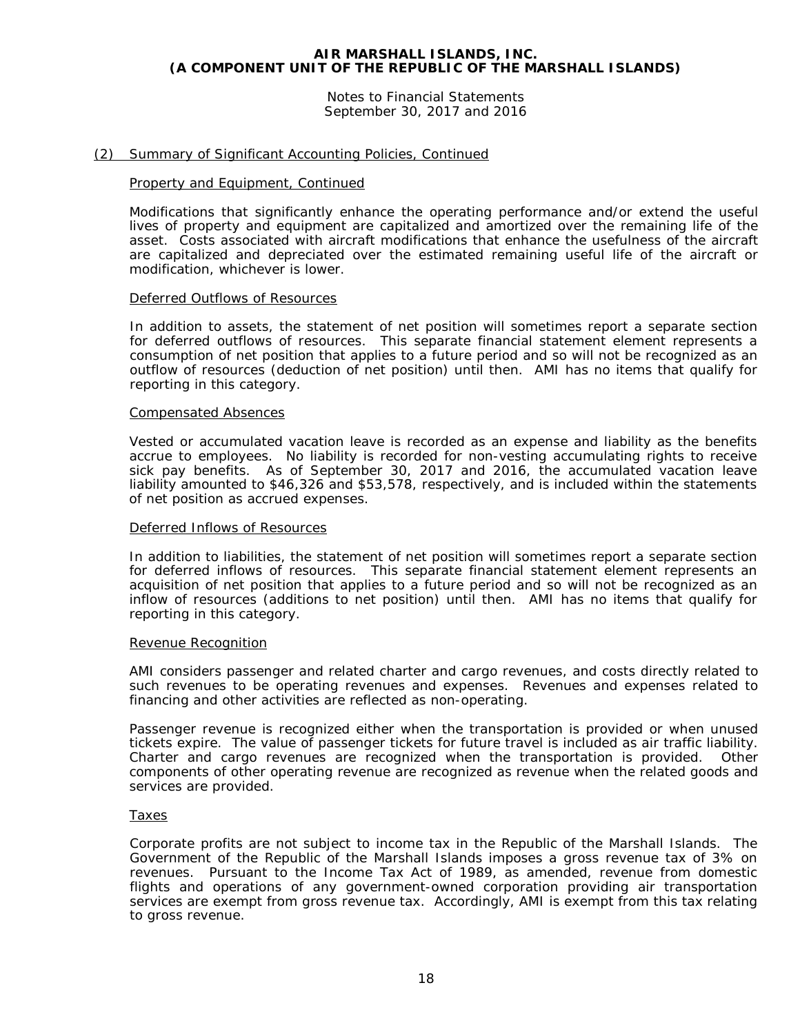### (2) Summary of Significant Accounting Policies, Continued

#### Property and Equipment, Continued

Modifications that significantly enhance the operating performance and/or extend the useful lives of property and equipment are capitalized and amortized over the remaining life of the asset. Costs associated with aircraft modifications that enhance the usefulness of the aircraft are capitalized and depreciated over the estimated remaining useful life of the aircraft or modification, whichever is lower.

#### Deferred Outflows of Resources

In addition to assets, the statement of net position will sometimes report a separate section for deferred outflows of resources. This separate financial statement element represents a consumption of net position that applies to a future period and so will not be recognized as an outflow of resources (deduction of net position) until then. AMI has no items that qualify for reporting in this category.

#### Compensated Absences

Vested or accumulated vacation leave is recorded as an expense and liability as the benefits accrue to employees. No liability is recorded for non-vesting accumulating rights to receive sick pay benefits. As of September 30, 2017 and 2016, the accumulated vacation leave liability amounted to $46,326 and $53,578, respectively, and is included within the statements of net position as accrued expenses.

#### Deferred Inflows of Resources

In addition to liabilities, the statement of net position will sometimes report a separate section for deferred inflows of resources. This separate financial statement element represents an acquisition of net position that applies to a future period and so will not be recognized as an inflow of resources (additions to net position) until then. AMI has no items that qualify for reporting in this category.

#### Revenue Recognition

AMI considers passenger and related charter and cargo revenues, and costs directly related to such revenues to be operating revenues and expenses. Revenues and expenses related to financing and other activities are reflected as non-operating.

Passenger revenue is recognized either when the transportation is provided or when unused tickets expire. The value of passenger tickets for future travel is included as air traffic liability. Charter and cargo revenues are recognized when the transportation is provided. Other components of other operating revenue are recognized as revenue when the related goods and services are provided.

#### Taxes

Corporate profits are not subject to income tax in the Republic of the Marshall Islands. The Government of the Republic of the Marshall Islands imposes a gross revenue tax of 3% on revenues. Pursuant to the Income Tax Act of 1989, as amended, revenue from domestic flights and operations of any government-owned corporation providing air transportation services are exempt from gross revenue tax. Accordingly, AMI is exempt from this tax relating to gross revenue.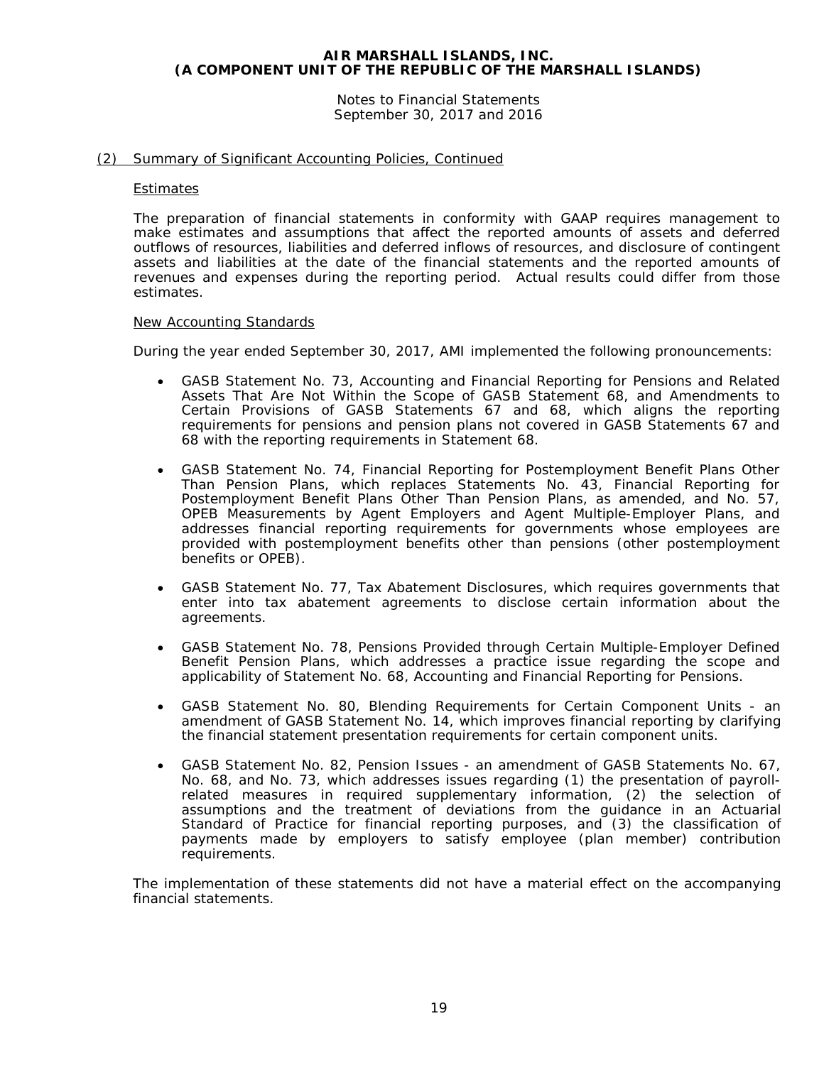## (2) Summary of Significant Accounting Policies, Continued

### Estimates

The preparation of financial statements in conformity with GAAP requires management to make estimates and assumptions that affect the reported amounts of assets and deferred outflows of resources, liabilities and deferred inflows of resources, and disclosure of contingent assets and liabilities at the date of the financial statements and the reported amounts of revenues and expenses during the reporting period. Actual results could differ from those estimates.

### New Accounting Standards

During the year ended September 30, 2017, AMI implemented the following pronouncements:

- GASB Statement No. 73, Accounting and Financial Reporting for Pensions and Related Assets That Are Not Within the Scope of GASB Statement 68, and Amendments to Certain Provisions of GASB Statements 67 and 68, which aligns the reporting requirements for pensions and pension plans not covered in GASB Statements 67 and 68 with the reporting requirements in Statement 68.

- GASB Statement No. 74, Financial Reporting for Postemployment Benefit Plans Other Than Pension Plans, which replaces Statements No. 43, Financial Reporting for Postemployment Benefit Plans Other Than Pension Plans, as amended, and No. 57, OPEB Measurements by Agent Employers and Agent Multiple-Employer Plans, and addresses financial reporting requirements for governments whose employees are provided with postemployment benefits other than pensions (other postemployment benefits or OPEB).

- GASB Statement No. 77, Tax Abatement Disclosures, which requires governments that enter into tax abatement agreements to disclose certain information about the agreements.

- GASB Statement No. 78, Pensions Provided through Certain Multiple-Employer Defined Benefit Pension Plans, which addresses a practice issue regarding the scope and applicability of Statement No. 68, Accounting and Financial Reporting for Pensions.

- GASB Statement No. 80, Blending Requirements for Certain Component Units - an amendment of GASB Statement No. 14, which improves financial reporting by clarifying the financial statement presentation requirements for certain component units.

- GASB Statement No. 82, Pension Issues - an amendment of GASB Statements No. 67, No. 68, and No. 73, which addresses issues regarding (1) the presentation of payroll-related measures in required supplementary information, (2) the selection of assumptions and the treatment of deviations from the guidance in an Actuarial Standard of Practice for financial reporting purposes, and (3) the classification of payments made by employers to satisfy employee (plan member) contribution requirements.

The implementation of these statements did not have a material effect on the accompanying financial statements.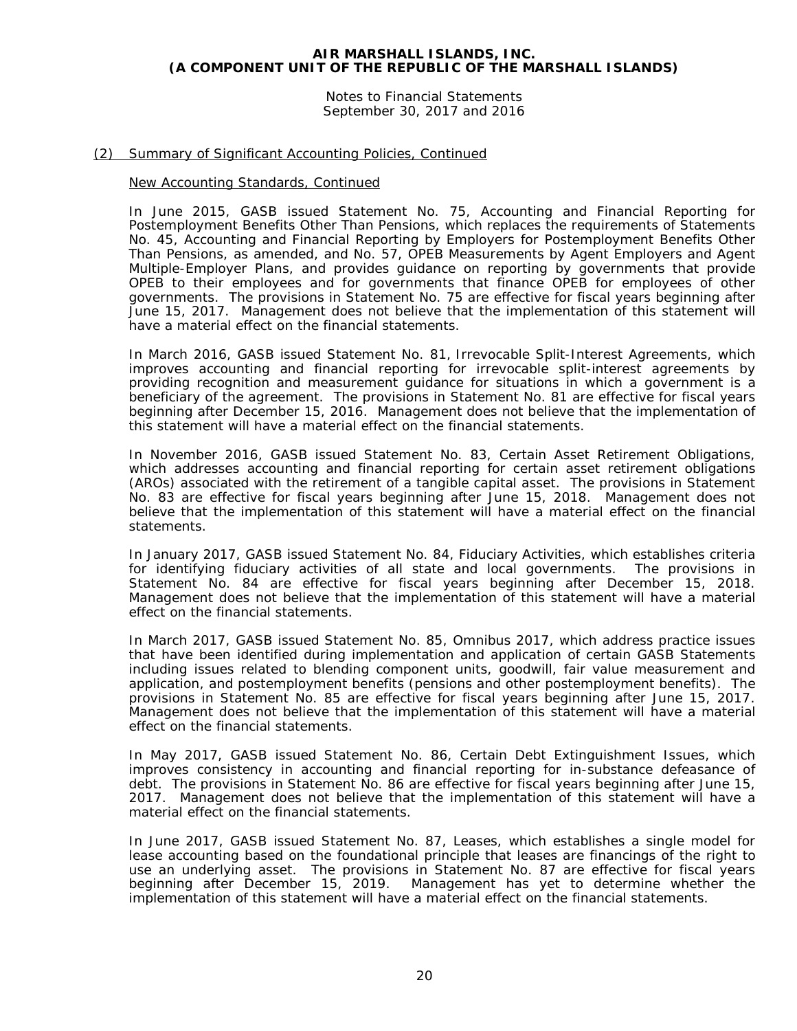(2) Summary of Significant Accounting Policies, Continued

New Accounting Standards, Continued

In June 2015, GASB issued Statement No. 75, Accounting and Financial Reporting for Postemployment Benefits Other Than Pensions, which replaces the requirements of Statements No. 45, Accounting and Financial Reporting by Employers for Postemployment Benefits Other Than Pensions, as amended, and No. 57, OPEB Measurements by Agent Employers and Agent Multiple-Employer Plans, and provides guidance on reporting by governments that provide OPEB to their employees and for governments that finance OPEB for employees of other governments. The provisions in Statement No. 75 are effective for fiscal years beginning after June 15, 2017. Management does not believe that the implementation of this statement will have a material effect on the financial statements.

In March 2016, GASB issued Statement No. 81, Irrevocable Split-Interest Agreements, which improves accounting and financial reporting for irrevocable split-interest agreements by providing recognition and measurement guidance for situations in which a government is a beneficiary of the agreement. The provisions in Statement No. 81 are effective for fiscal years beginning after December 15, 2016. Management does not believe that the implementation of this statement will have a material effect on the financial statements.

In November 2016, GASB issued Statement No. 83, Certain Asset Retirement Obligations, which addresses accounting and financial reporting for certain asset retirement obligations (AROs) associated with the retirement of a tangible capital asset. The provisions in Statement No. 83 are effective for fiscal years beginning after June 15, 2018. Management does not believe that the implementation of this statement will have a material effect on the financial statements.

In January 2017, GASB issued Statement No. 84, Fiduciary Activities, which establishes criteria for identifying fiduciary activities of all state and local governments. The provisions in Statement No. 84 are effective for fiscal years beginning after December 15, 2018. Management does not believe that the implementation of this statement will have a material effect on the financial statements.

In March 2017, GASB issued Statement No. 85, Omnibus 2017, which address practice issues that have been identified during implementation and application of certain GASB Statements including issues related to blending component units, goodwill, fair value measurement and application, and postemployment benefits (pensions and other postemployment benefits). The provisions in Statement No. 85 are effective for fiscal years beginning after June 15, 2017. Management does not believe that the implementation of this statement will have a material effect on the financial statements.

In May 2017, GASB issued Statement No. 86, Certain Debt Extinguishment Issues, which improves consistency in accounting and financial reporting for in-substance defeasance of debt. The provisions in Statement No. 86 are effective for fiscal years beginning after June 15, 2017. Management does not believe that the implementation of this statement will have a material effect on the financial statements.

In June 2017, GASB issued Statement No. 87, Leases, which establishes a single model for lease accounting based on the foundational principle that leases are financings of the right to use an underlying asset. The provisions in Statement No. 87 are effective for fiscal years beginning after December 15, 2019. Management has yet to determine whether the implementation of this statement will have a material effect on the financial statements.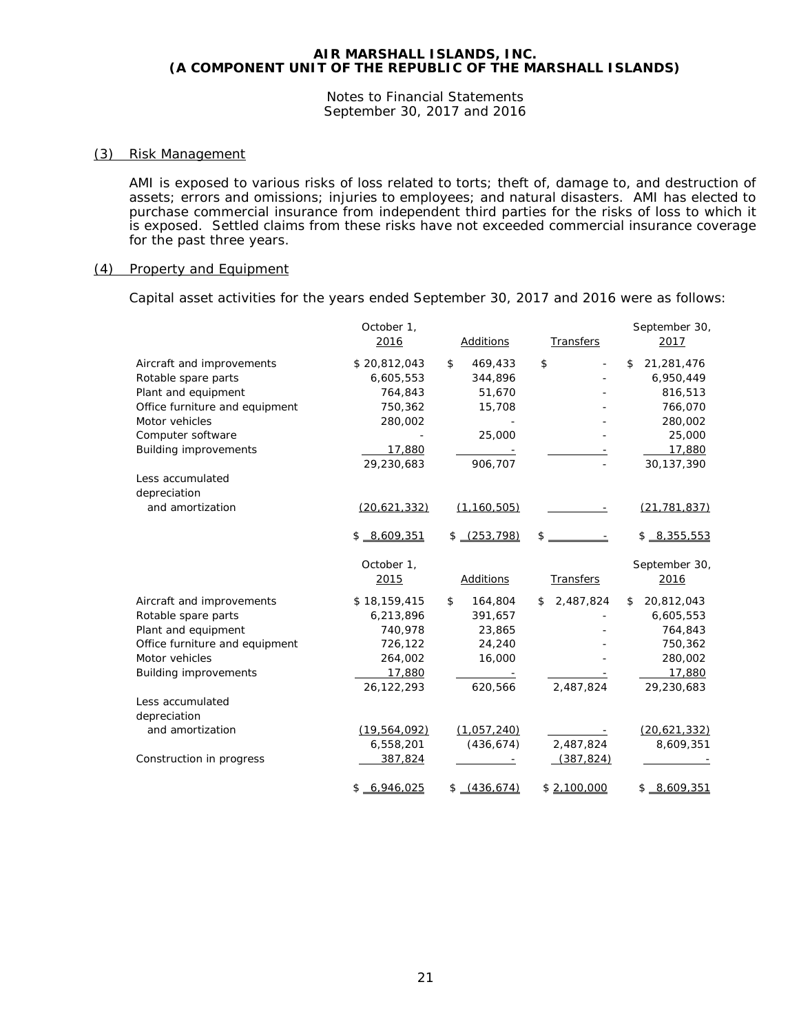**AIR MARSHALL ISLANDS, INC.**
**(A COMPONENT UNIT OF THE REPUBLIC OF THE MARSHALL ISLANDS)**

Notes to Financial Statements
September 30, 2017 and 2016

## (3) Risk Management

AMI is exposed to various risks of loss related to torts; theft of, damage to, and destruction of assets; errors and omissions; injuries to employees; and natural disasters. AMI has elected to purchase commercial insurance from independent third parties for the risks of loss to which it is exposed. Settled claims from these risks have not exceeded commercial insurance coverage for the past three years.

## (4) Property and Equipment

Capital asset activities for the years ended September 30, 2017 and 2016 were as follows:

| | October 1, 2016 | Additions | Transfers | September 30, 2017 |
|---|---|---|---|---|
| Aircraft and improvements | $ 20,812,043 | $ 469,433 | $ - | $ 21,281,476 |
| Rotable spare parts | 6,605,553 | 344,896 | - | 6,950,449 |
| Plant and equipment | 764,843 | 51,670 | - | 816,513 |
| Office furniture and equipment | 750,362 | 15,708 | - | 766,070 |
| Motor vehicles | 280,002 | - | - | 280,002 |
| Computer software | - | 25,000 | - | 25,000 |
| Building improvements | 17,880 | - | - | 17,880 |
| | 29,230,683 | 906,707 | - | 30,137,390 |
| Less accumulated depreciation and amortization | (20,621,332) | (1,160,505) | - | (21,781,837) |
| | $ 8,609,351 | $ (253,798) | $ - | $ 8,355,553 |

| | October 1, 2015 | Additions | Transfers | September 30, 2016 |
|---|---|---|---|---|
| Aircraft and improvements | $ 18,159,415 | $ 164,804 | $ 2,487,824 | $ 20,812,043 |
| Rotable spare parts | 6,213,896 | 391,657 | - | 6,605,553 |
| Plant and equipment | 740,978 | 23,865 | - | 764,843 |
| Office furniture and equipment | 726,122 | 24,240 | - | 750,362 |
| Motor vehicles | 264,002 | 16,000 | - | 280,002 |
| Building improvements | 17,880 | - | - | 17,880 |
| | 26,122,293 | 620,566 | 2,487,824 | 29,230,683 |
| Less accumulated depreciation and amortization | (19,564,092) | (1,057,240) | - | (20,621,332) |
| | 6,558,201 | (436,674) | 2,487,824 | 8,609,351 |
| Construction in progress | 387,824 | - | (387,824) | - |
| | $ 6,946,025 | $ (436,674) | $ 2,100,000 | $ 8,609,351 |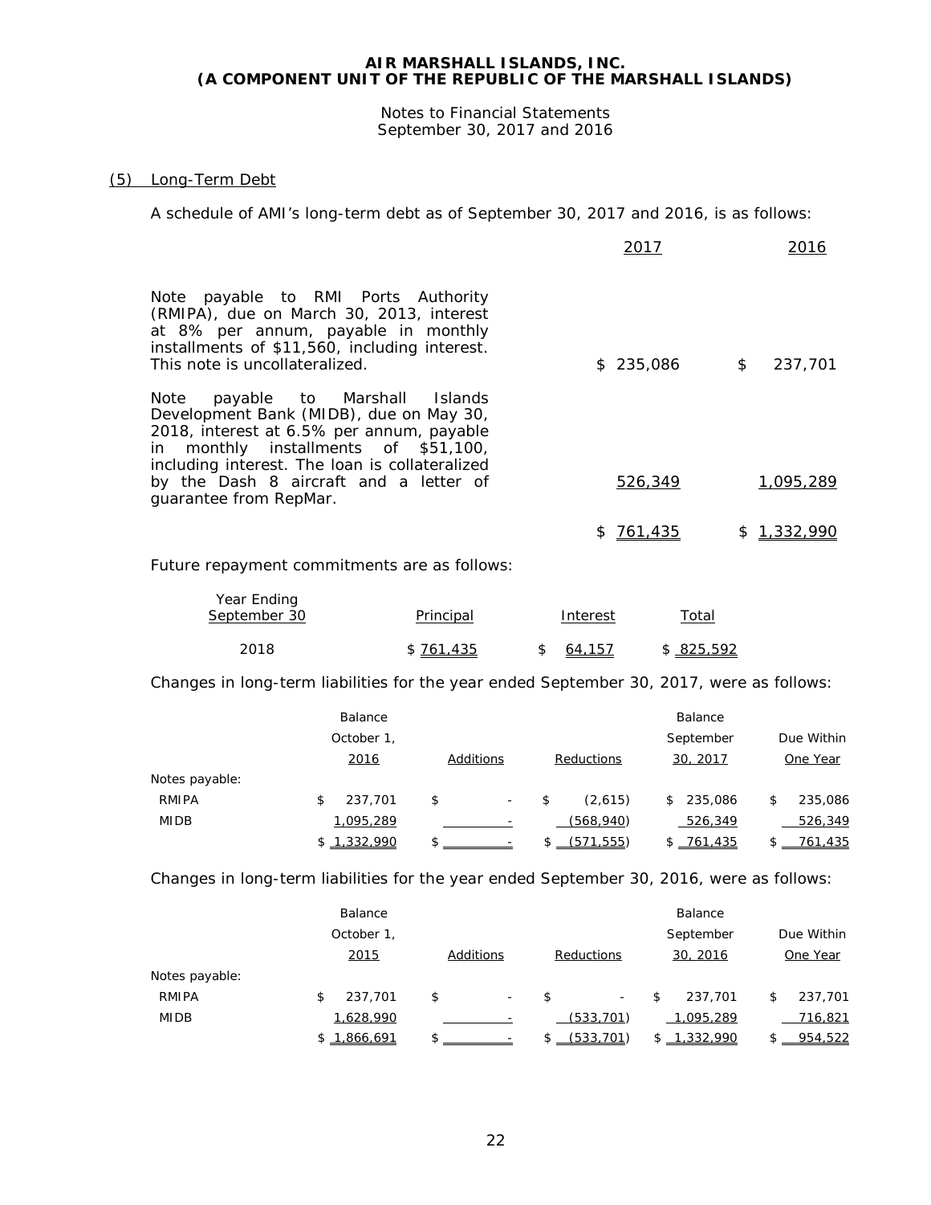**AIR MARSHALL ISLANDS, INC.**
**(A COMPONENT UNIT OF THE REPUBLIC OF THE MARSHALL ISLANDS)**

Notes to Financial Statements
September 30, 2017 and 2016

## (5) Long-Term Debt

A schedule of AMI's long-term debt as of September 30, 2017 and 2016, is as follows:

| | 2017 | 2016 |
|---|---|---|
| Note payable to RMI Ports Authority (RMIPA), due on March 30, 2013, interest at 8% per annum, payable in monthly installments of $11,560, including interest. This note is uncollateralized. | $ 235,086 | $ 237,701 |
| Note payable to Marshall Islands Development Bank (MIDB), due on May 30, 2018, interest at 6.5% per annum, payable in monthly installments of $51,100, including interest. The loan is collateralized by the Dash 8 aircraft and a letter of guarantee from RepMar. | 526,349 | 1,095,289 |
| | $ 761,435 | $ 1,332,990 |

Future repayment commitments are as follows:

| Year Ending September 30 | Principal | Interest | Total |
|---|---|---|---|
| 2018 | $ 761,435 | $ 64,157 | $ 825,592 |

Changes in long-term liabilities for the year ended September 30, 2017, were as follows:

| | Balance October 1, 2016 | Additions | Reductions | Balance September 30, 2017 | Due Within One Year |
|---|---|---|---|---|---|
| Notes payable: | | | | | |
| RMIPA | $ 237,701 | $ - | $ (2,615) | $ 235,086 | $ 235,086 |
| MIDB | 1,095,289 | - | (568,940) | 526,349 | 526,349 |
| | $ 1,332,990 | $ - | $ (571,555) | $ 761,435 | $ 761,435 |

Changes in long-term liabilities for the year ended September 30, 2016, were as follows:

| | Balance October 1, 2015 | Additions | Reductions | Balance September 30, 2016 | Due Within One Year |
|---|---|---|---|---|---|
| Notes payable: | | | | | |
| RMIPA | $ 237,701 | $ - | $ - | $ 237,701 | $ 237,701 |
| MIDB | 1,628,990 | - | (533,701) | 1,095,289 | 716,821 |
| | $ 1,866,691 | $ - | $ (533,701) | $ 1,332,990 | $ 954,522 |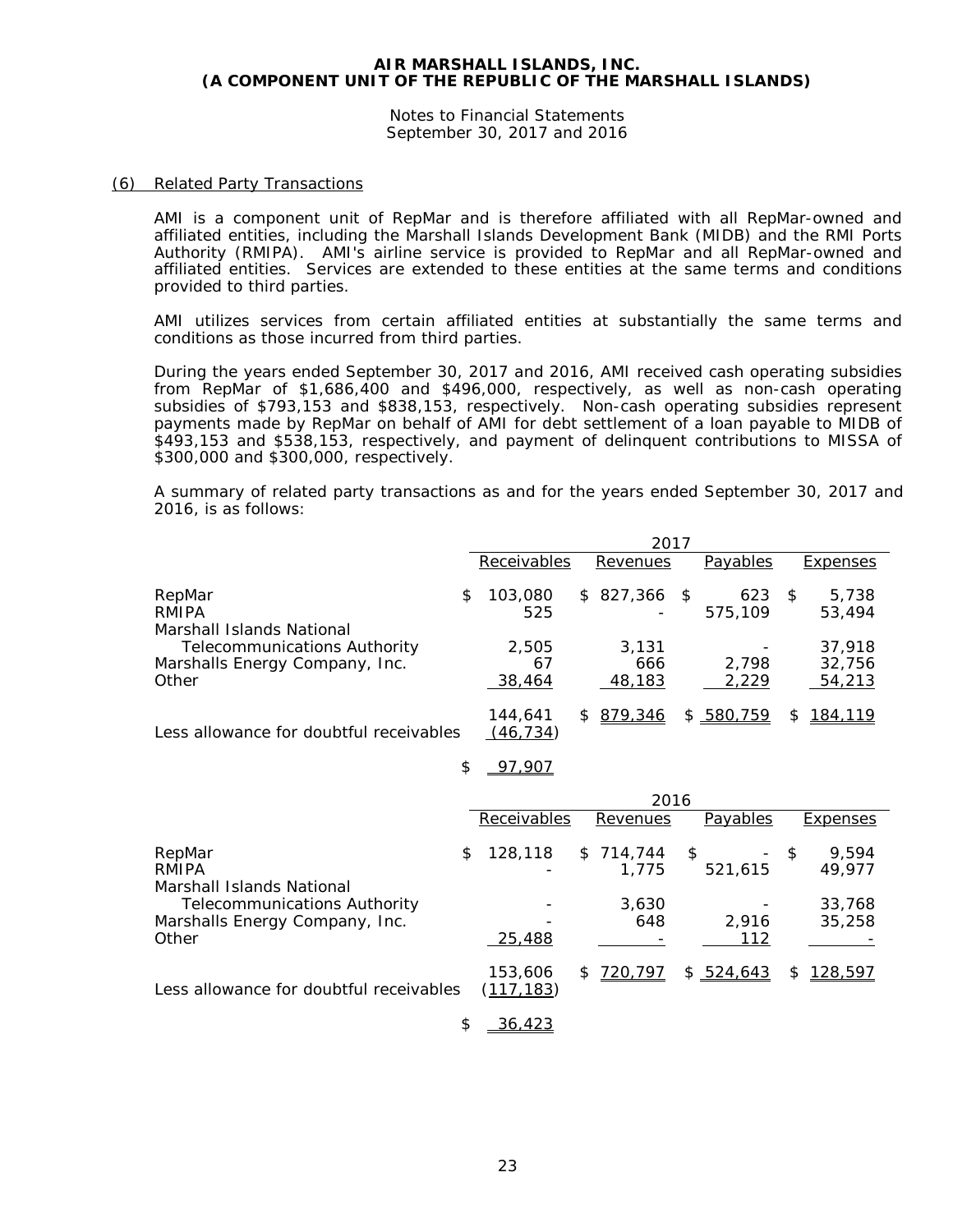# AIR MARSHALL ISLANDS, INC.
# (A COMPONENT UNIT OF THE REPUBLIC OF THE MARSHALL ISLANDS)

Notes to Financial Statements
September 30, 2017 and 2016

## (6) Related Party Transactions

AMI is a component unit of RepMar and is therefore affiliated with all RepMar-owned and affiliated entities, including the Marshall Islands Development Bank (MIDB) and the RMI Ports Authority (RMIPA). AMI's airline service is provided to RepMar and all RepMar-owned and affiliated entities. Services are extended to these entities at the same terms and conditions provided to third parties.

AMI utilizes services from certain affiliated entities at substantially the same terms and conditions as those incurred from third parties.

During the years ended September 30, 2017 and 2016, AMI received cash operating subsidies from RepMar of $1,686,400 and $496,000, respectively, as well as non-cash operating subsidies of $793,153 and $838,153, respectively. Non-cash operating subsidies represent payments made by RepMar on behalf of AMI for debt settlement of a loan payable to MIDB of $493,153 and $538,153, respectively, and payment of delinquent contributions to MISSA of $300,000 and $300,000, respectively.

A summary of related party transactions as and for the years ended September 30, 2017 and 2016, is as follows:

| | 2017 | | | |
|---|---|---|---|---|
| | Receivables | Revenues | Payables | Expenses |
| RepMar | $ 103,080 | $ 827,366 | $ 623 | $ 5,738 |
| RMIPA | 525 | - | 575,109 | 53,494 |
| Marshall Islands National Telecommunications Authority | 2,505 | 3,131 | - | 37,918 |
| Marshalls Energy Company, Inc. | 67 | 666 | 2,798 | 32,756 |
| Other | 38,464 | 48,183 | 2,229 | 54,213 |
| | 144,641 | $ 879,346 | $ 580,759 | $ 184,119 |
| Less allowance for doubtful receivables | (46,734) | | | |
| | $ 97,907 | | | |

| | 2016 | | | |
|---|---|---|---|---|
| | Receivables | Revenues | Payables | Expenses |
| RepMar | $ 128,118 | $ 714,744 | $ - | $ 9,594 |
| RMIPA | - | 1,775 | 521,615 | 49,977 |
| Marshall Islands National Telecommunications Authority | - | 3,630 | - | 33,768 |
| Marshalls Energy Company, Inc. | - | 648 | 2,916 | 35,258 |
| Other | 25,488 | - | 112 | - |
| | 153,606 | $ 720,797 | $ 524,643 | $ 128,597 |
| Less allowance for doubtful receivables | (117,183) | | | |
| | $ 36,423 | | | |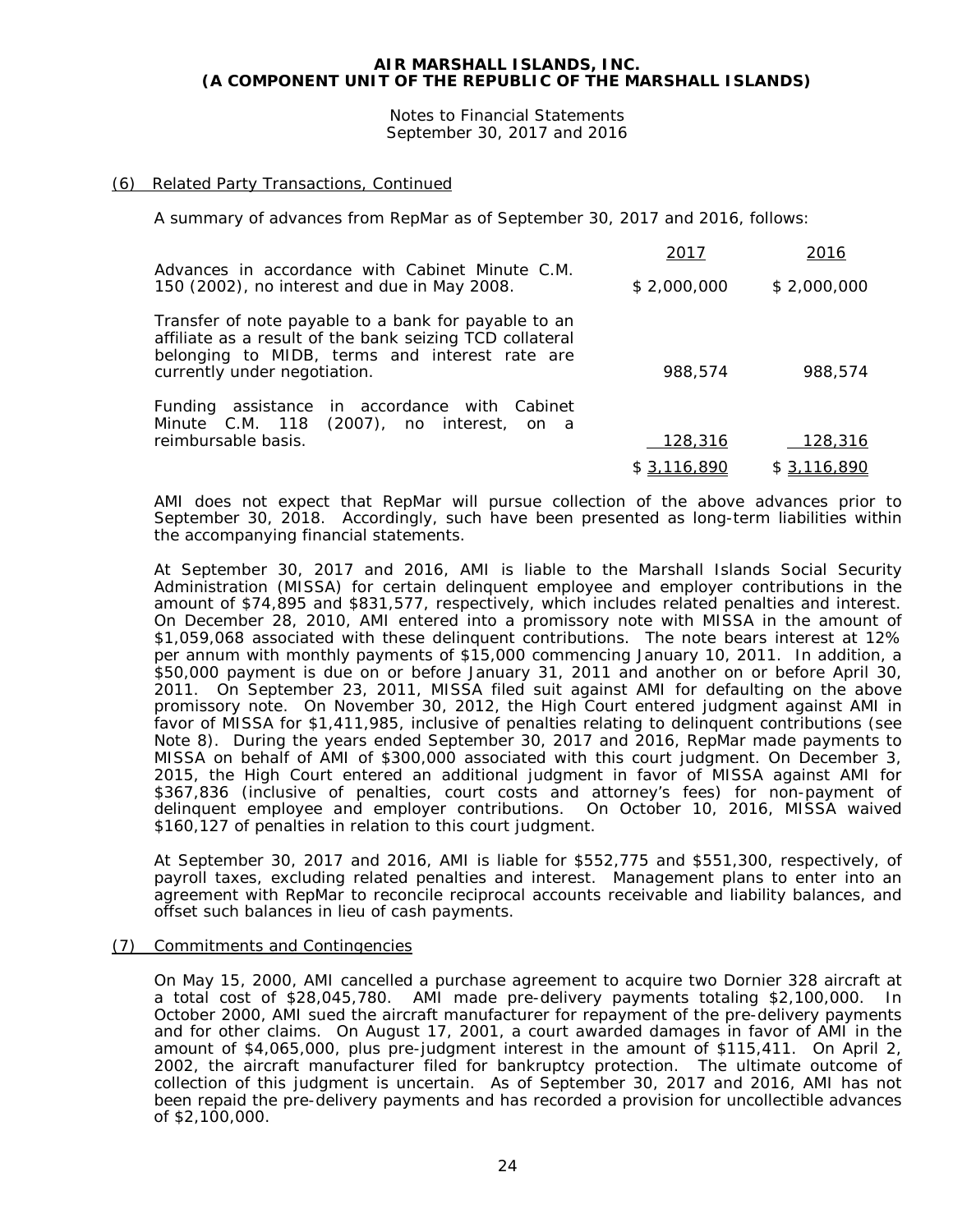**AIR MARSHALL ISLANDS, INC.**
**(A COMPONENT UNIT OF THE REPUBLIC OF THE MARSHALL ISLANDS)**

Notes to Financial Statements
September 30, 2017 and 2016

## (6) Related Party Transactions, Continued

A summary of advances from RepMar as of September 30, 2017 and 2016, follows:

| | 2017 | 2016 |
|---|---|---|
| Advances in accordance with Cabinet Minute C.M. 150 (2002), no interest and due in May 2008. | $ 2,000,000 | $ 2,000,000 |
| Transfer of note payable to a bank for payable to an affiliate as a result of the bank seizing TCD collateral belonging to MIDB, terms and interest rate are currently under negotiation. | 988,574 | 988,574 |
| Funding assistance in accordance with Cabinet Minute C.M. 118 (2007), no interest, on a reimbursable basis. | 128,316 | 128,316 |
| | $ 3,116,890 | $ 3,116,890 |

AMI does not expect that RepMar will pursue collection of the above advances prior to September 30, 2018. Accordingly, such have been presented as long-term liabilities within the accompanying financial statements.

At September 30, 2017 and 2016, AMI is liable to the Marshall Islands Social Security Administration (MISSA) for certain delinquent employee and employer contributions in the amount of $74,895 and $831,577, respectively, which includes related penalties and interest. On December 28, 2010, AMI entered into a promissory note with MISSA in the amount of $1,059,068 associated with these delinquent contributions. The note bears interest at 12% per annum with monthly payments of $15,000 commencing January 10, 2011. In addition, a $50,000 payment is due on or before January 31, 2011 and another on or before April 30, 2011. On September 23, 2011, MISSA filed suit against AMI for defaulting on the above promissory note. On November 30, 2012, the High Court entered judgment against AMI in favor of MISSA for $1,411,985, inclusive of penalties relating to delinquent contributions (see Note 8). During the years ended September 30, 2017 and 2016, RepMar made payments to MISSA on behalf of AMI of $300,000 associated with this court judgment. On December 3, 2015, the High Court entered an additional judgment in favor of MISSA against AMI for $367,836 (inclusive of penalties, court costs and attorney's fees) for non-payment of delinquent employee and employer contributions. On October 10, 2016, MISSA waived $160,127 of penalties in relation to this court judgment.

At September 30, 2017 and 2016, AMI is liable for $552,775 and $551,300, respectively, of payroll taxes, excluding related penalties and interest. Management plans to enter into an agreement with RepMar to reconcile reciprocal accounts receivable and liability balances, and offset such balances in lieu of cash payments.

## (7) Commitments and Contingencies

On May 15, 2000, AMI cancelled a purchase agreement to acquire two Dornier 328 aircraft at a total cost of $28,045,780. AMI made pre-delivery payments totaling $2,100,000. In October 2000, AMI sued the aircraft manufacturer for repayment of the pre-delivery payments and for other claims. On August 17, 2001, a court awarded damages in favor of AMI in the amount of $4,065,000, plus pre-judgment interest in the amount of $115,411. On April 2, 2002, the aircraft manufacturer filed for bankruptcy protection. The ultimate outcome of collection of this judgment is uncertain. As of September 30, 2017 and 2016, AMI has not been repaid the pre-delivery payments and has recorded a provision for uncollectible advances of $2,100,000.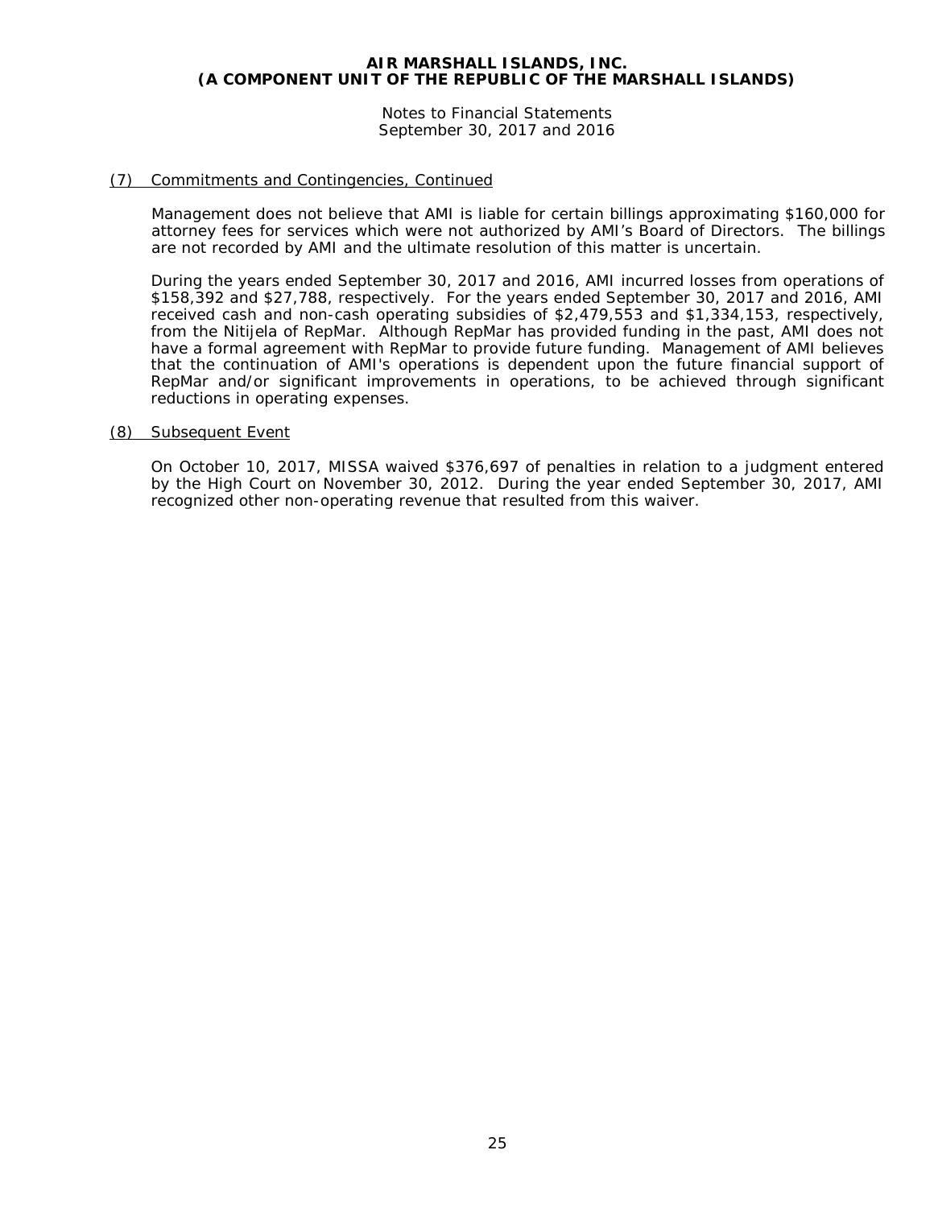# AIR MARSHALL ISLANDS, INC.
## (A COMPONENT UNIT OF THE REPUBLIC OF THE MARSHALL ISLANDS)

Notes to Financial Statements
September 30, 2017 and 2016

(7) Commitments and Contingencies, Continued

Management does not believe that AMI is liable for certain billings approximating $160,000 for attorney fees for services which were not authorized by AMI's Board of Directors. The billings are not recorded by AMI and the ultimate resolution of this matter is uncertain.

During the years ended September 30, 2017 and 2016, AMI incurred losses from operations of $158,392 and $27,788, respectively. For the years ended September 30, 2017 and 2016, AMI received cash and non-cash operating subsidies of $2,479,553 and $1,334,153, respectively, from the Nitijela of RepMar. Although RepMar has provided funding in the past, AMI does not have a formal agreement with RepMar to provide future funding. Management of AMI believes that the continuation of AMI's operations is dependent upon the future financial support of RepMar and/or significant improvements in operations, to be achieved through significant reductions in operating expenses.

(8) Subsequent Event

On October 10, 2017, MISSA waived $376,697 of penalties in relation to a judgment entered by the High Court on November 30, 2012. During the year ended September 30, 2017, AMI recognized other non-operating revenue that resulted from this waiver.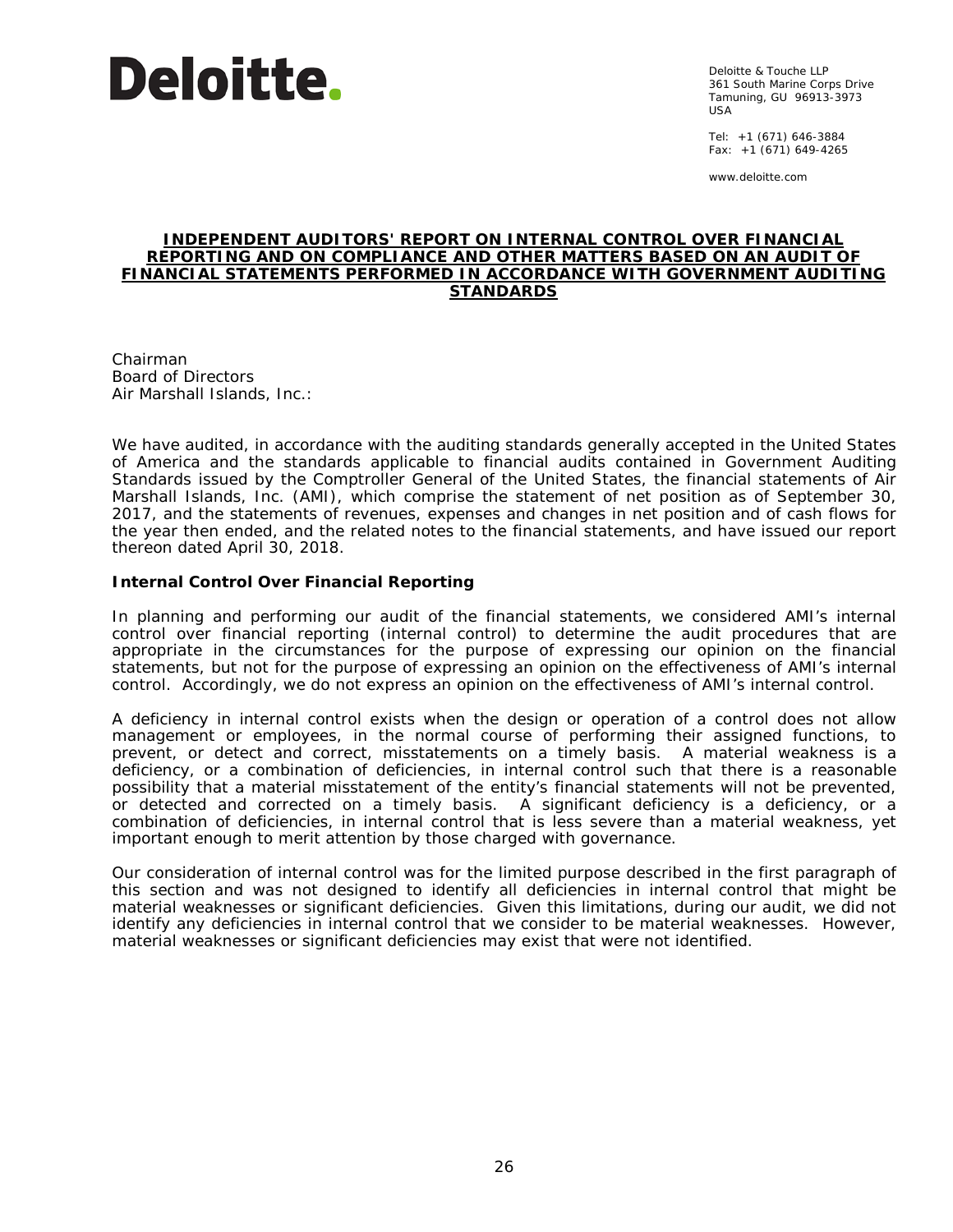**Deloitte.**

Deloitte & Touche LLP
361 South Marine Corps Drive
Tamuning, GU 96913-3973
USA

Tel: +1 (671) 646-3884
Fax: +1 (671) 649-4265

www.deloitte.com

## INDEPENDENT AUDITORS' REPORT ON INTERNAL CONTROL OVER FINANCIAL REPORTING AND ON COMPLIANCE AND OTHER MATTERS BASED ON AN AUDIT OF FINANCIAL STATEMENTS PERFORMED IN ACCORDANCE WITH GOVERNMENT AUDITING STANDARDS

Chairman
Board of Directors
Air Marshall Islands, Inc.:

We have audited, in accordance with the auditing standards generally accepted in the United States of America and the standards applicable to financial audits contained in Government Auditing Standards issued by the Comptroller General of the United States, the financial statements of Air Marshall Islands, Inc. (AMI), which comprise the statement of net position as of September 30, 2017, and the statements of revenues, expenses and changes in net position and of cash flows for the year then ended, and the related notes to the financial statements, and have issued our report thereon dated April 30, 2018.

**Internal Control Over Financial Reporting**

In planning and performing our audit of the financial statements, we considered AMI's internal control over financial reporting (internal control) to determine the audit procedures that are appropriate in the circumstances for the purpose of expressing our opinion on the financial statements, but not for the purpose of expressing an opinion on the effectiveness of AMI's internal control. Accordingly, we do not express an opinion on the effectiveness of AMI's internal control.

A deficiency in internal control exists when the design or operation of a control does not allow management or employees, in the normal course of performing their assigned functions, to prevent, or detect and correct, misstatements on a timely basis. A material weakness is a deficiency, or a combination of deficiencies, in internal control such that there is a reasonable possibility that a material misstatement of the entity's financial statements will not be prevented, or detected and corrected on a timely basis. A significant deficiency is a deficiency, or a combination of deficiencies, in internal control that is less severe than a material weakness, yet important enough to merit attention by those charged with governance.

Our consideration of internal control was for the limited purpose described in the first paragraph of this section and was not designed to identify all deficiencies in internal control that might be material weaknesses or significant deficiencies. Given this limitations, during our audit, we did not identify any deficiencies in internal control that we consider to be material weaknesses. However, material weaknesses or significant deficiencies may exist that were not identified.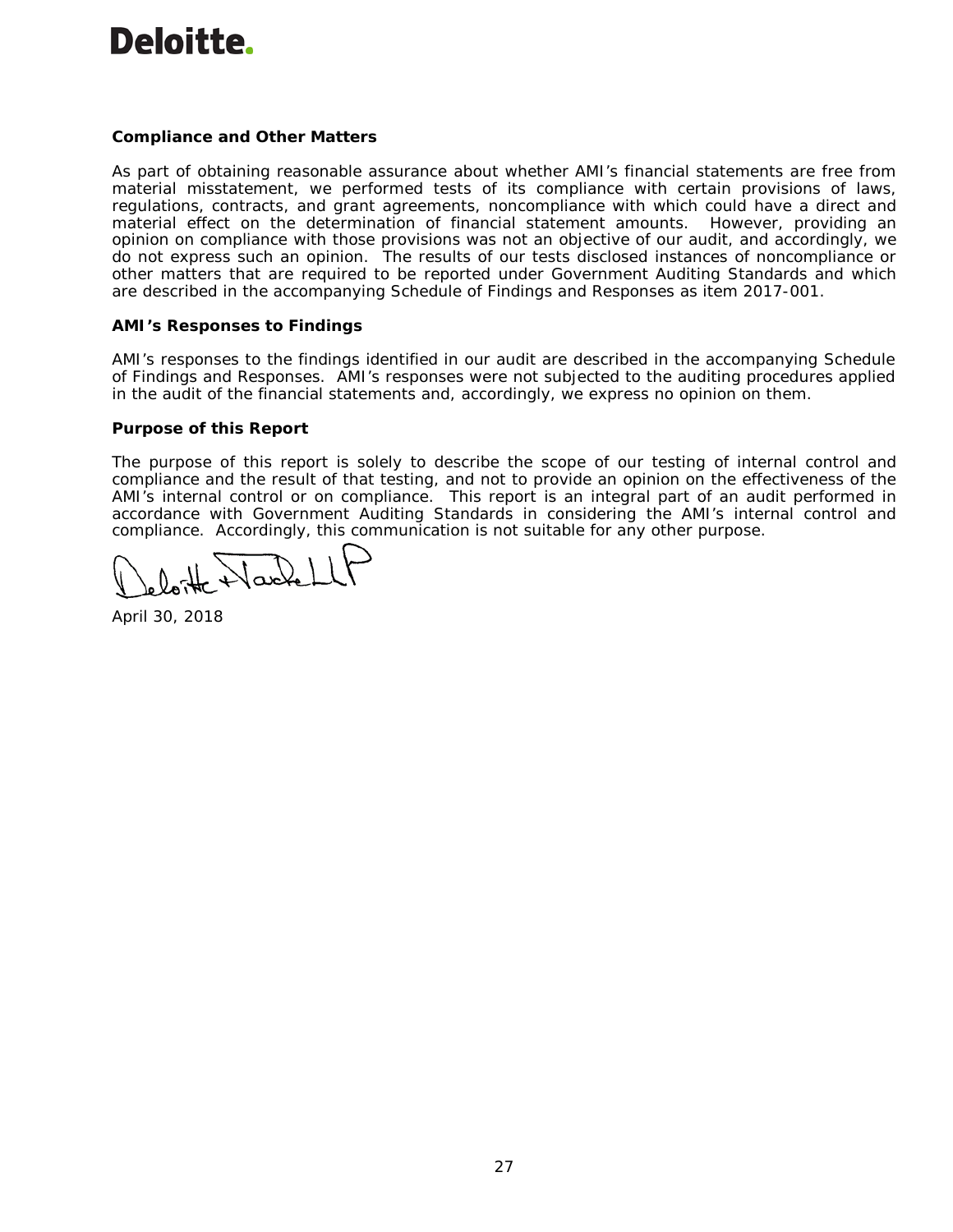Deloitte.

### Compliance and Other Matters

As part of obtaining reasonable assurance about whether AMI's financial statements are free from material misstatement, we performed tests of its compliance with certain provisions of laws, regulations, contracts, and grant agreements, noncompliance with which could have a direct and material effect on the determination of financial statement amounts. However, providing an opinion on compliance with those provisions was not an objective of our audit, and accordingly, we do not express such an opinion. The results of our tests disclosed instances of noncompliance or other matters that are required to be reported under Government Auditing Standards and which are described in the accompanying Schedule of Findings and Responses as item 2017-001.

### AMI's Responses to Findings

AMI's responses to the findings identified in our audit are described in the accompanying Schedule of Findings and Responses. AMI's responses were not subjected to the auditing procedures applied in the audit of the financial statements and, accordingly, we express no opinion on them.

### Purpose of this Report

The purpose of this report is solely to describe the scope of our testing of internal control and compliance and the result of that testing, and not to provide an opinion on the effectiveness of the AMI's internal control or on compliance. This report is an integral part of an audit performed in accordance with Government Auditing Standards in considering the AMI's internal control and compliance. Accordingly, this communication is not suitable for any other purpose.

Deloitte & Touche LLP

April 30, 2018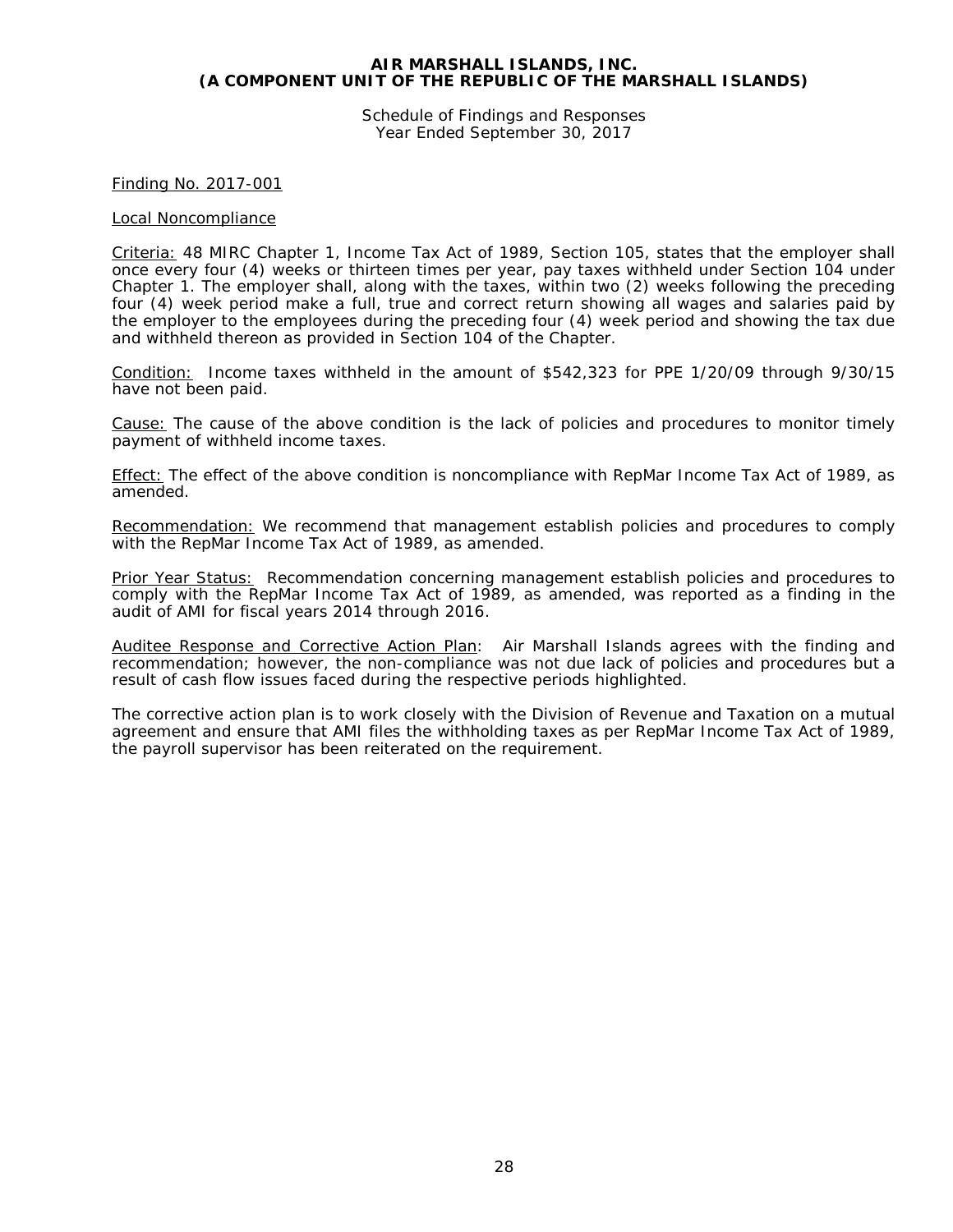**AIR MARSHALL ISLANDS, INC.**
**(A COMPONENT UNIT OF THE REPUBLIC OF THE MARSHALL ISLANDS)**

Schedule of Findings and Responses
Year Ended September 30, 2017

Finding No. 2017-001

Local Noncompliance

Criteria: 48 MIRC Chapter 1, Income Tax Act of 1989, Section 105, states that the employer shall once every four (4) weeks or thirteen times per year, pay taxes withheld under Section 104 under Chapter 1. The employer shall, along with the taxes, within two (2) weeks following the preceding four (4) week period make a full, true and correct return showing all wages and salaries paid by the employer to the employees during the preceding four (4) week period and showing the tax due and withheld thereon as provided in Section 104 of the Chapter.

Condition: Income taxes withheld in the amount of $542,323 for PPE 1/20/09 through 9/30/15 have not been paid.

Cause: The cause of the above condition is the lack of policies and procedures to monitor timely payment of withheld income taxes.

Effect: The effect of the above condition is noncompliance with RepMar Income Tax Act of 1989, as amended.

Recommendation: We recommend that management establish policies and procedures to comply with the RepMar Income Tax Act of 1989, as amended.

Prior Year Status: Recommendation concerning management establish policies and procedures to comply with the RepMar Income Tax Act of 1989, as amended, was reported as a finding in the audit of AMI for fiscal years 2014 through 2016.

Auditee Response and Corrective Action Plan: Air Marshall Islands agrees with the finding and recommendation; however, the non-compliance was not due lack of policies and procedures but a result of cash flow issues faced during the respective periods highlighted.

The corrective action plan is to work closely with the Division of Revenue and Taxation on a mutual agreement and ensure that AMI files the withholding taxes as per RepMar Income Tax Act of 1989, the payroll supervisor has been reiterated on the requirement.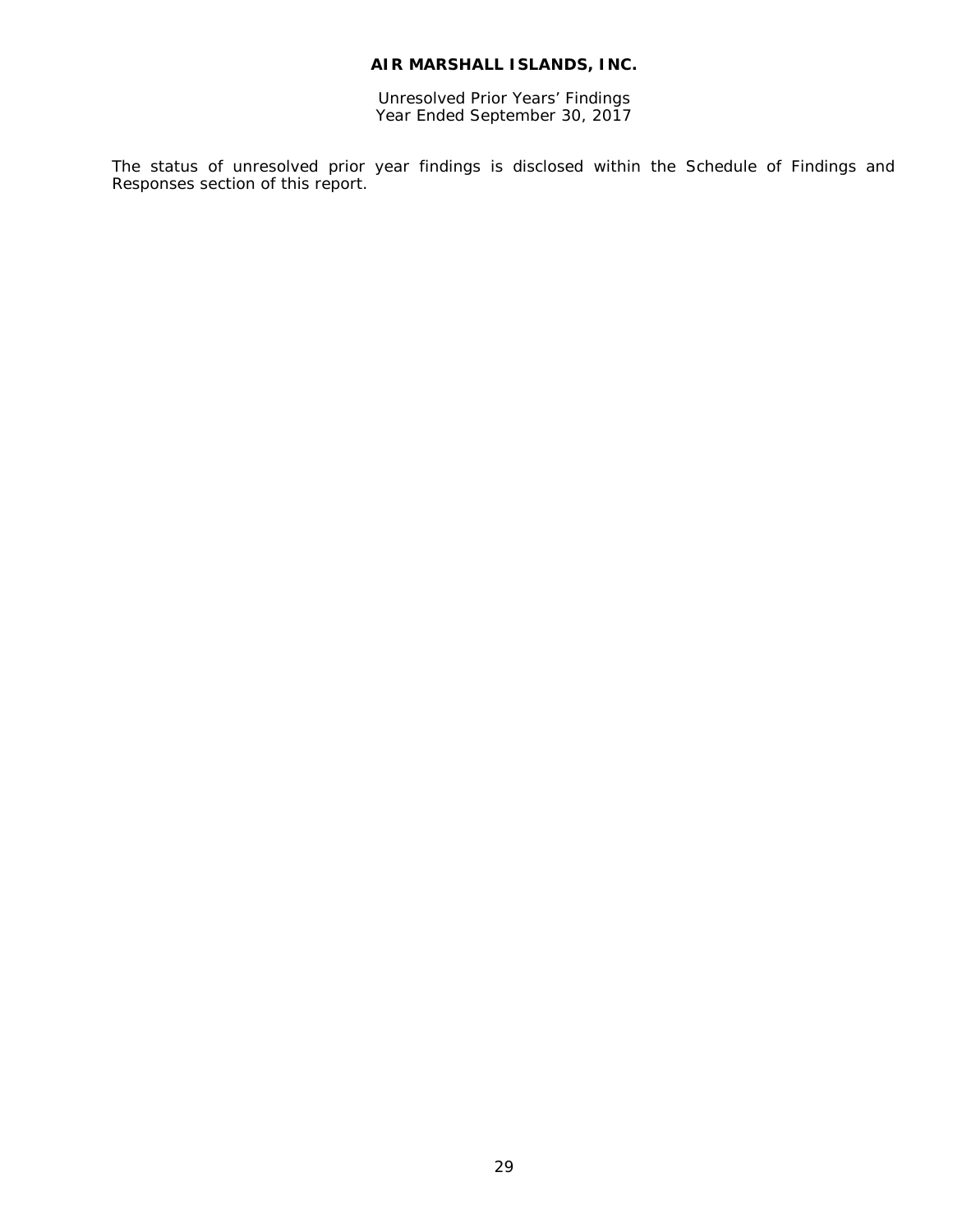**AIR MARSHALL ISLANDS, INC.**

Unresolved Prior Years' Findings
Year Ended September 30, 2017

The status of unresolved prior year findings is disclosed within the Schedule of Findings and Responses section of this report.